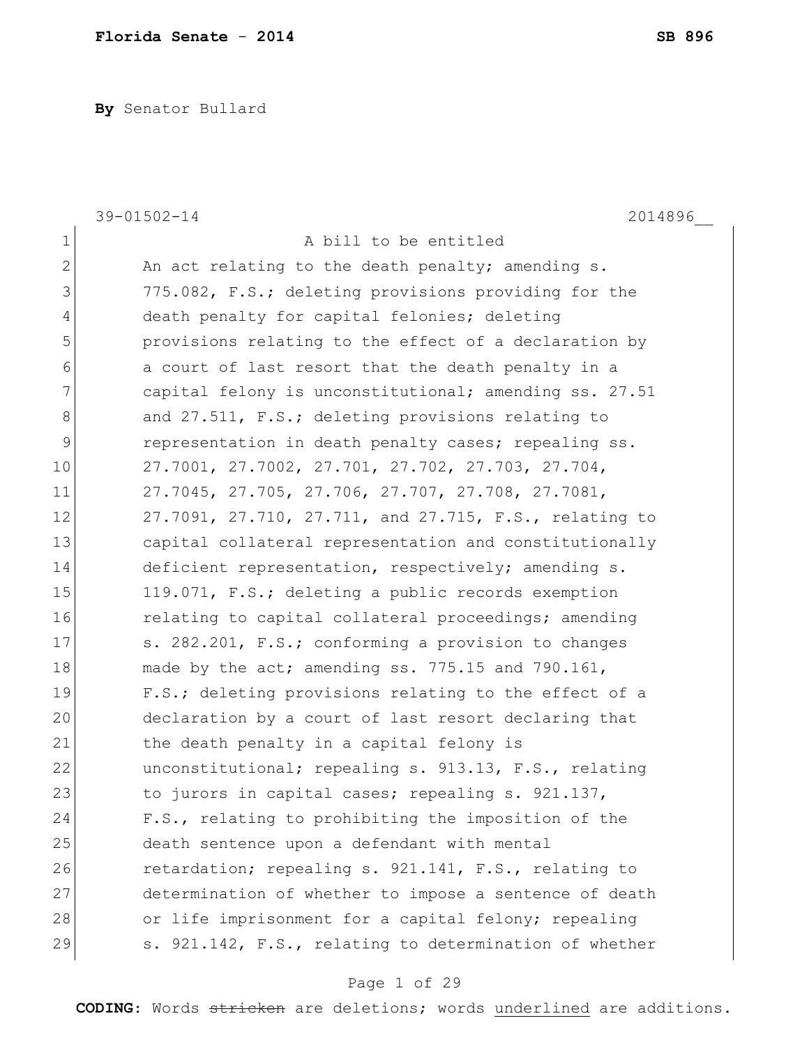**Florida Senate - 2014** **SB 896**

**By** Senator Bullard

39-01502-14 2014896__

1 A bill to be entitled

2 An act relating to the death penalty; amending s.
3 775.082, F.S.; deleting provisions providing for the
4 death penalty for capital felonies; deleting
5 provisions relating to the effect of a declaration by
6 a court of last resort that the death penalty in a
7 capital felony is unconstitutional; amending ss. 27.51
8 and 27.511, F.S.; deleting provisions relating to
9 representation in death penalty cases; repealing ss.
10 27.7001, 27.7002, 27.701, 27.702, 27.703, 27.704,
11 27.7045, 27.705, 27.706, 27.707, 27.708, 27.7081,
12 27.7091, 27.710, 27.711, and 27.715, F.S., relating to
13 capital collateral representation and constitutionally
14 deficient representation, respectively; amending s.
15 119.071, F.S.; deleting a public records exemption
16 relating to capital collateral proceedings; amending
17 s. 282.201, F.S.; conforming a provision to changes
18 made by the act; amending ss. 775.15 and 790.161,
19 F.S.; deleting provisions relating to the effect of a
20 declaration by a court of last resort declaring that
21 the death penalty in a capital felony is
22 unconstitutional; repealing s. 913.13, F.S., relating
23 to jurors in capital cases; repealing s. 921.137,
24 F.S., relating to prohibiting the imposition of the
25 death sentence upon a defendant with mental
26 retardation; repealing s. 921.141, F.S., relating to
27 determination of whether to impose a sentence of death
28 or life imprisonment for a capital felony; repealing
29 s. 921.142, F.S., relating to determination of whether

**CODING:** Words ~~stricken~~ are deletions; words <u>underlined</u> are additions.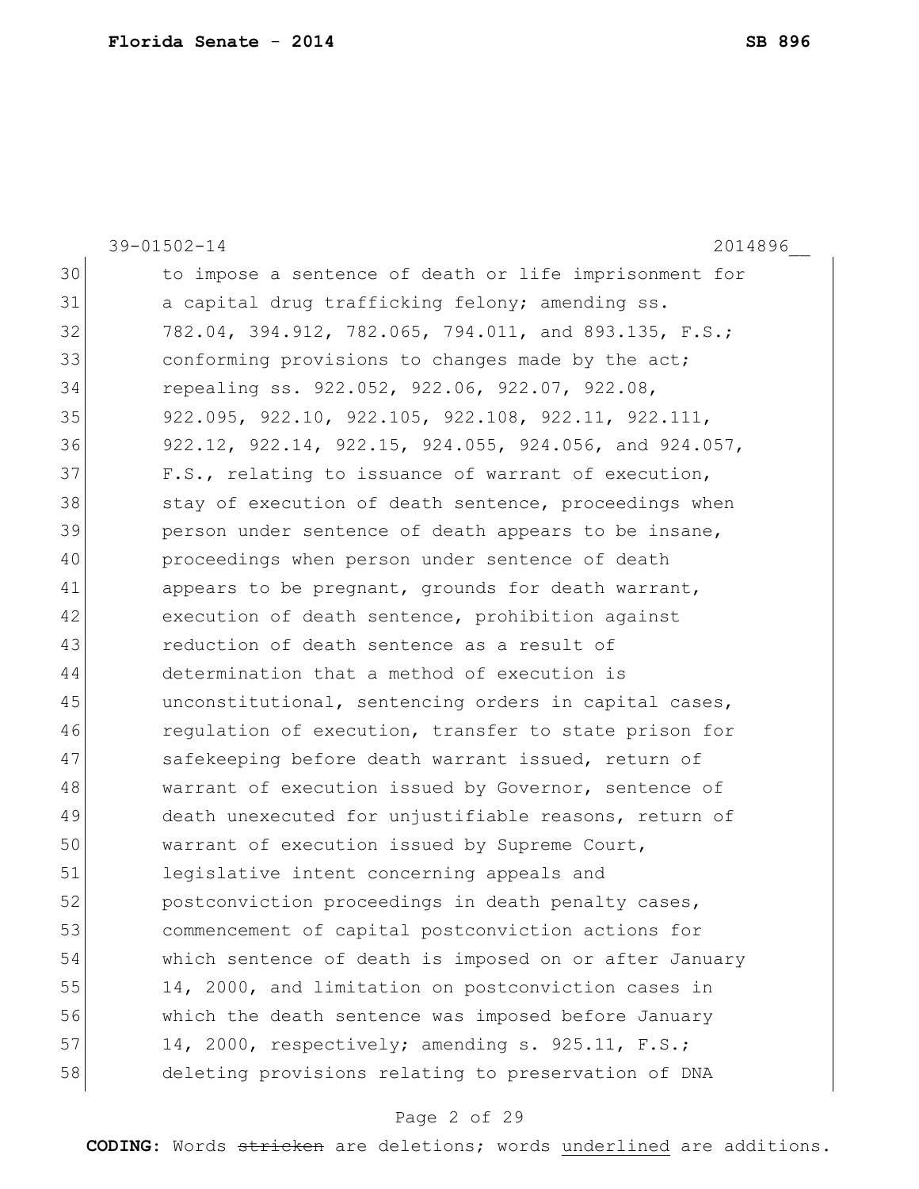39-01502-14 2014896__

30 to impose a sentence of death or life imprisonment for
31 a capital drug trafficking felony; amending ss.
32 782.04, 394.912, 782.065, 794.011, and 893.135, F.S.;
33 conforming provisions to changes made by the act;
34 repealing ss. 922.052, 922.06, 922.07, 922.08,
35 922.095, 922.10, 922.105, 922.108, 922.11, 922.111,
36 922.12, 922.14, 922.15, 924.055, 924.056, and 924.057,
37 F.S., relating to issuance of warrant of execution,
38 stay of execution of death sentence, proceedings when
39 person under sentence of death appears to be insane,
40 proceedings when person under sentence of death
41 appears to be pregnant, grounds for death warrant,
42 execution of death sentence, prohibition against
43 reduction of death sentence as a result of
44 determination that a method of execution is
45 unconstitutional, sentencing orders in capital cases,
46 regulation of execution, transfer to state prison for
47 safekeeping before death warrant issued, return of
48 warrant of execution issued by Governor, sentence of
49 death unexecuted for unjustifiable reasons, return of
50 warrant of execution issued by Supreme Court,
51 legislative intent concerning appeals and
52 postconviction proceedings in death penalty cases,
53 commencement of capital postconviction actions for
54 which sentence of death is imposed on or after January
55 14, 2000, and limitation on postconviction cases in
56 which the death sentence was imposed before January
57 14, 2000, respectively; amending s. 925.11, F.S.;
58 deleting provisions relating to preservation of DNA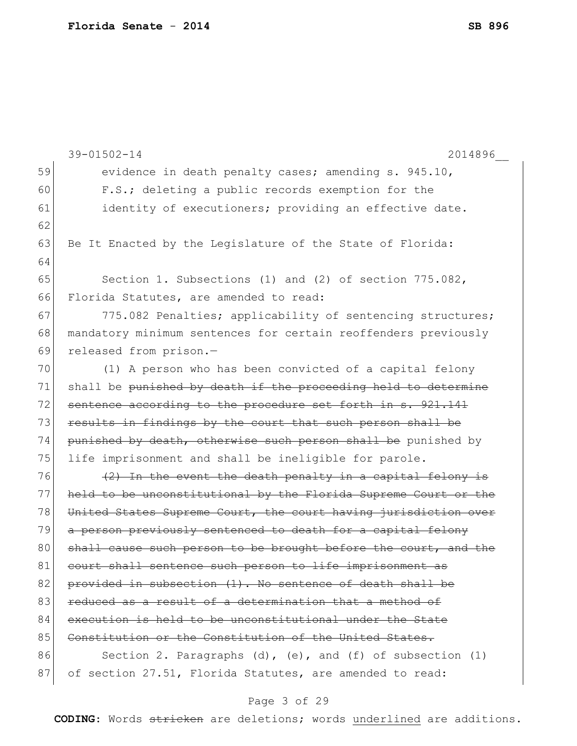evidence in death penalty cases; amending s. 945.10, F.S.; deleting a public records exemption for the identity of executioners; providing an effective date.

Be It Enacted by the Legislature of the State of Florida:

Section 1. Subsections (1) and (2) of section 775.082, Florida Statutes, are amended to read:

775.082 Penalties; applicability of sentencing structures; mandatory minimum sentences for certain reoffenders previously released from prison.—

(1) A person who has been convicted of a capital felony shall be ~~punished by death if the proceeding held to determine sentence according to the procedure set forth in s. 921.141 results in findings by the court that such person shall be punished by death, otherwise such person shall be~~ punished by life imprisonment and shall be ineligible for parole.

~~(2) In the event the death penalty in a capital felony is held to be unconstitutional by the Florida Supreme Court or the United States Supreme Court, the court having jurisdiction over a person previously sentenced to death for a capital felony shall cause such person to be brought before the court, and the court shall sentence such person to life imprisonment as provided in subsection (1). No sentence of death shall be reduced as a result of a determination that a method of execution is held to be unconstitutional under the State Constitution or the Constitution of the United States.~~

Section 2. Paragraphs (d), (e), and (f) of subsection (1) of section 27.51, Florida Statutes, are amended to read: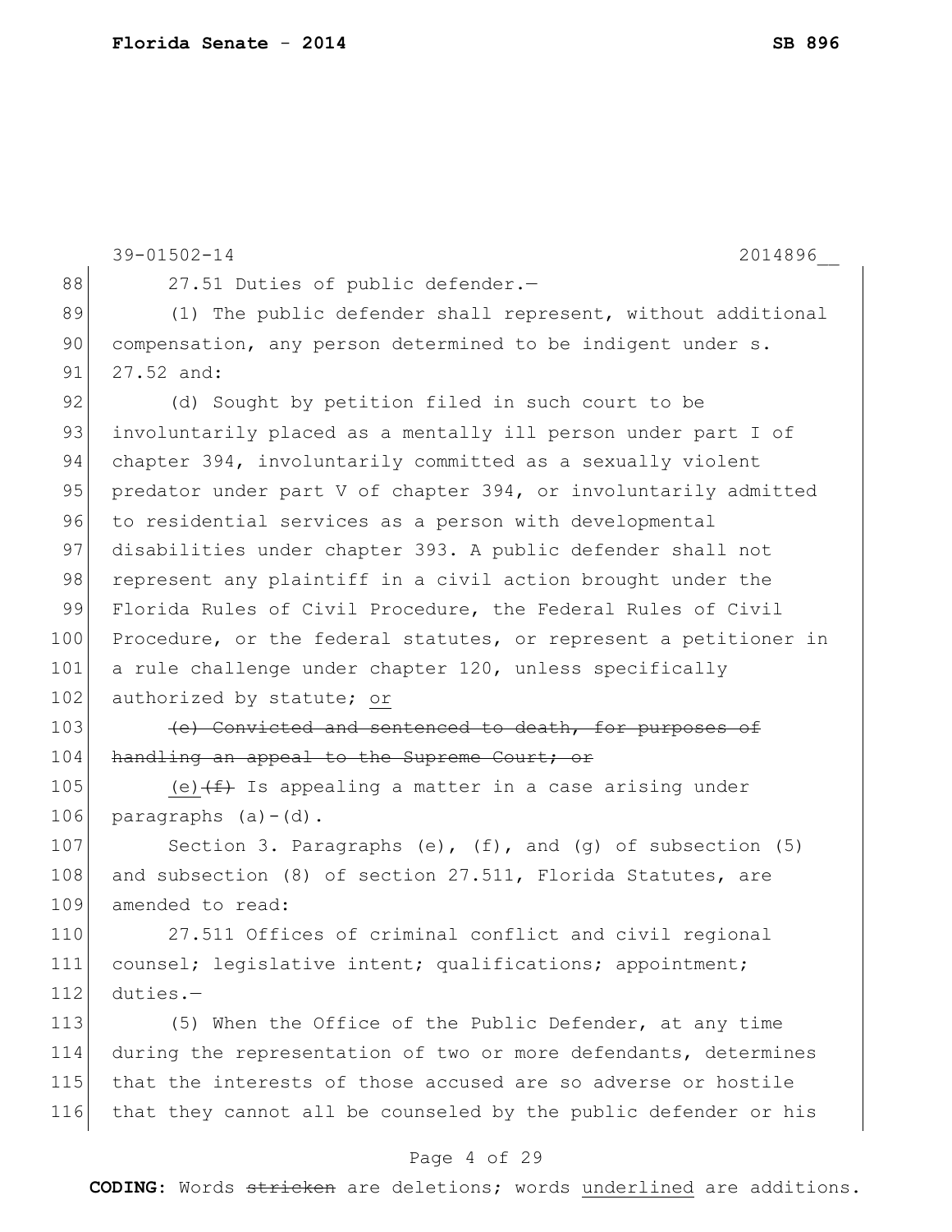27.51 Duties of public defender.—

(1) The public defender shall represent, without additional compensation, any person determined to be indigent under s. 27.52 and:

(d) Sought by petition filed in such court to be involuntarily placed as a mentally ill person under part I of chapter 394, involuntarily committed as a sexually violent predator under part V of chapter 394, or involuntarily admitted to residential services as a person with developmental disabilities under chapter 393. A public defender shall not represent any plaintiff in a civil action brought under the Florida Rules of Civil Procedure, the Federal Rules of Civil Procedure, or the federal statutes, or represent a petitioner in a rule challenge under chapter 120, unless specifically authorized by statute; <u>or</u>

~~(e) Convicted and sentenced to death, for purposes of handling an appeal to the Supreme Court; or~~

<u>(e)</u>~~(f)~~ Is appealing a matter in a case arising under paragraphs (a)-(d).

Section 3. Paragraphs (e), (f), and (g) of subsection (5) and subsection (8) of section 27.511, Florida Statutes, are amended to read:

27.511 Offices of criminal conflict and civil regional counsel; legislative intent; qualifications; appointment; duties.—

(5) When the Office of the Public Defender, at any time during the representation of two or more defendants, determines that the interests of those accused are so adverse or hostile that they cannot all be counseled by the public defender or his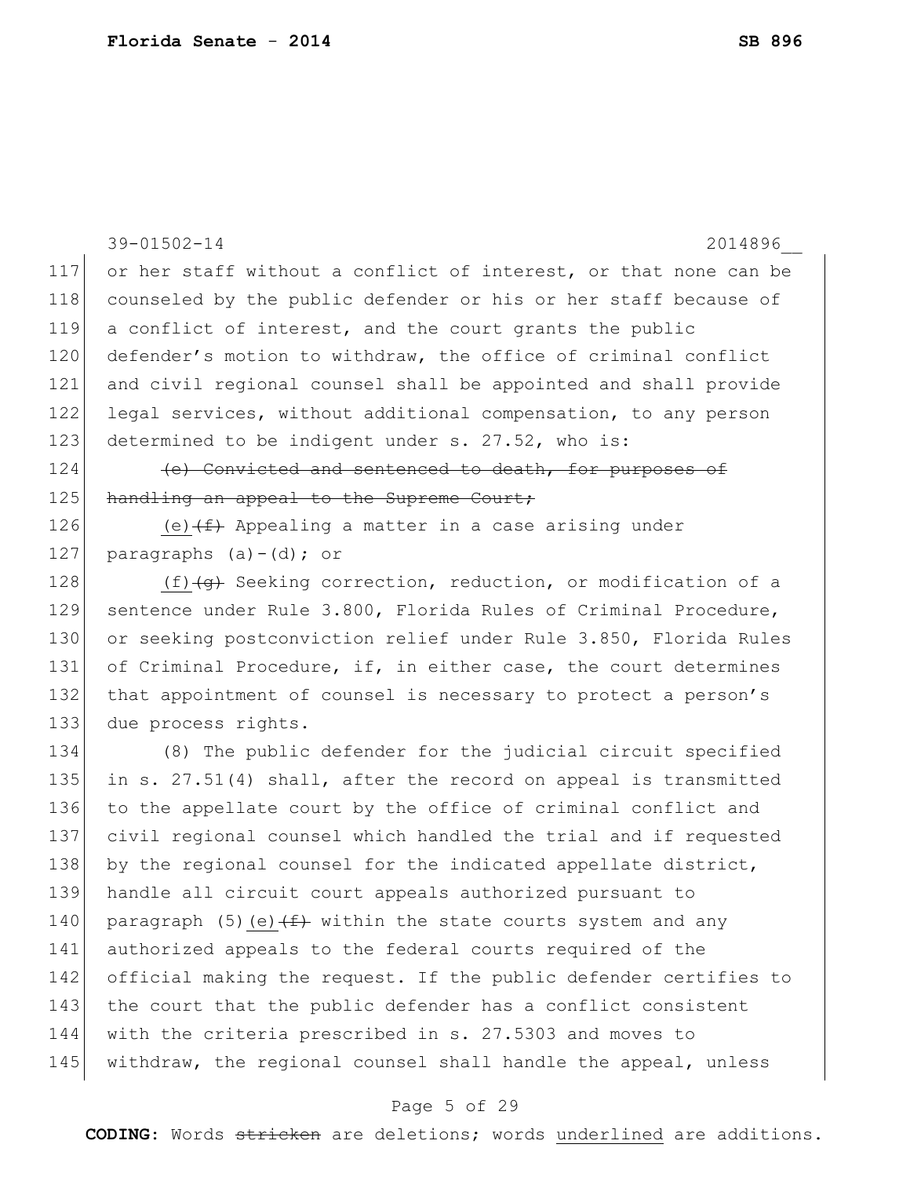or her staff without a conflict of interest, or that none can be counseled by the public defender or his or her staff because of a conflict of interest, and the court grants the public defender's motion to withdraw, the office of criminal conflict and civil regional counsel shall be appointed and shall provide legal services, without additional compensation, to any person determined to be indigent under s. 27.52, who is:

~~(e) Convicted and sentenced to death, for purposes of handling an appeal to the Supreme Court;~~

<u>(e)</u>~~(f)~~ Appealing a matter in a case arising under paragraphs (a)-(d); or

<u>(f)</u>~~(g)~~ Seeking correction, reduction, or modification of a sentence under Rule 3.800, Florida Rules of Criminal Procedure, or seeking postconviction relief under Rule 3.850, Florida Rules of Criminal Procedure, if, in either case, the court determines that appointment of counsel is necessary to protect a person's due process rights.

(8) The public defender for the judicial circuit specified in s. 27.51(4) shall, after the record on appeal is transmitted to the appellate court by the office of criminal conflict and civil regional counsel which handled the trial and if requested by the regional counsel for the indicated appellate district, handle all circuit court appeals authorized pursuant to paragraph (5)<u>(e)</u>~~(f)~~ within the state courts system and any authorized appeals to the federal courts required of the official making the request. If the public defender certifies to the court that the public defender has a conflict consistent with the criteria prescribed in s. 27.5303 and moves to withdraw, the regional counsel shall handle the appeal, unless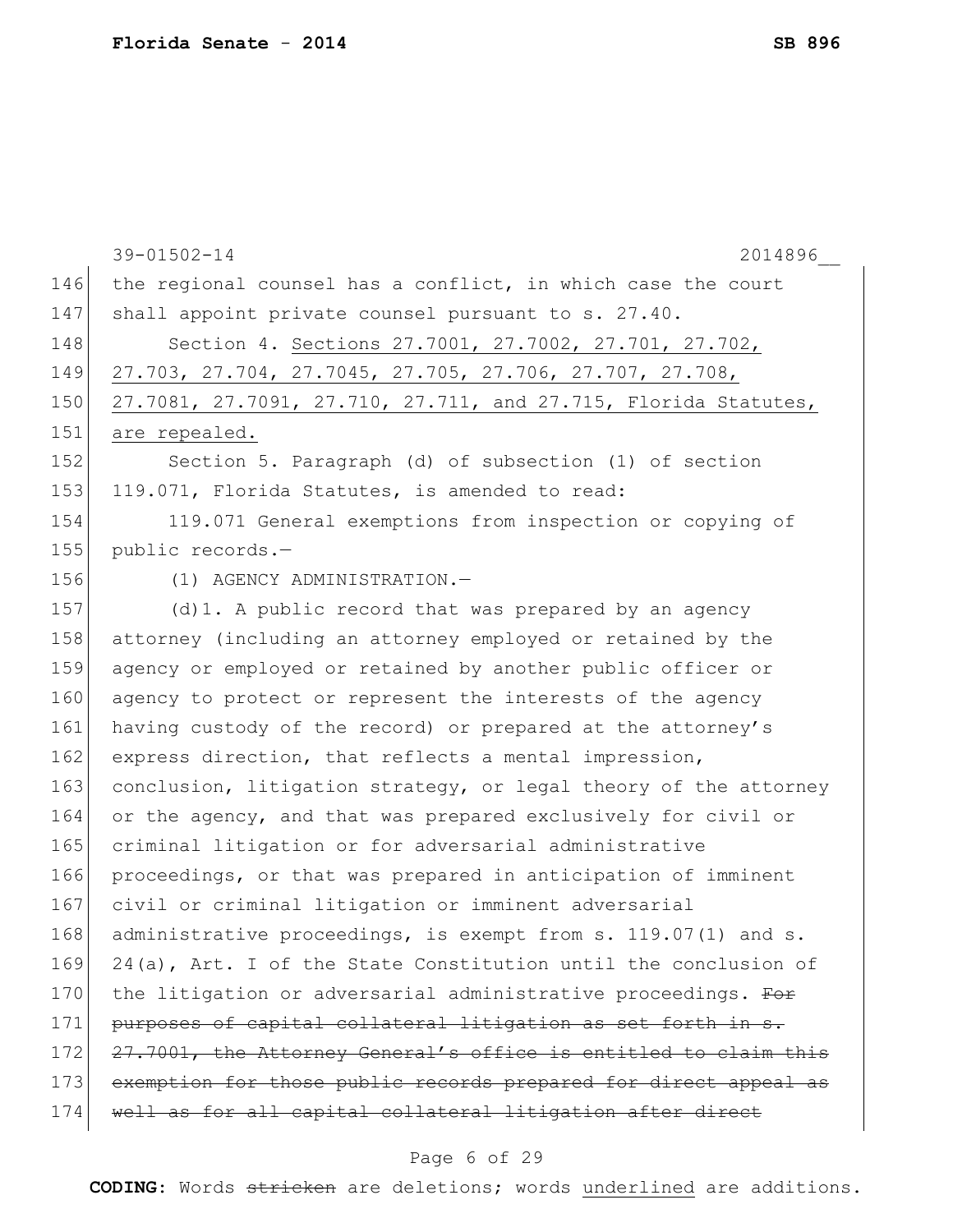the regional counsel has a conflict, in which case the court shall appoint private counsel pursuant to s. 27.40.

Section 4. <u>Sections 27.7001, 27.7002, 27.701, 27.702, 27.703, 27.704, 27.7045, 27.705, 27.706, 27.707, 27.708, 27.7081, 27.7091, 27.710, 27.711, and 27.715, Florida Statutes, are repealed.</u>

Section 5. Paragraph (d) of subsection (1) of section 119.071, Florida Statutes, is amended to read:

119.071 General exemptions from inspection or copying of public records.—

(1) AGENCY ADMINISTRATION.—

(d)1. A public record that was prepared by an agency attorney (including an attorney employed or retained by the agency or employed or retained by another public officer or agency to protect or represent the interests of the agency having custody of the record) or prepared at the attorney's express direction, that reflects a mental impression, conclusion, litigation strategy, or legal theory of the attorney or the agency, and that was prepared exclusively for civil or criminal litigation or for adversarial administrative proceedings, or that was prepared in anticipation of imminent civil or criminal litigation or imminent adversarial administrative proceedings, is exempt from s. 119.07(1) and s. 24(a), Art. I of the State Constitution until the conclusion of the litigation or adversarial administrative proceedings. ~~For purposes of capital collateral litigation as set forth in s. 27.7001, the Attorney General's office is entitled to claim this exemption for those public records prepared for direct appeal as well as for all capital collateral litigation after direct~~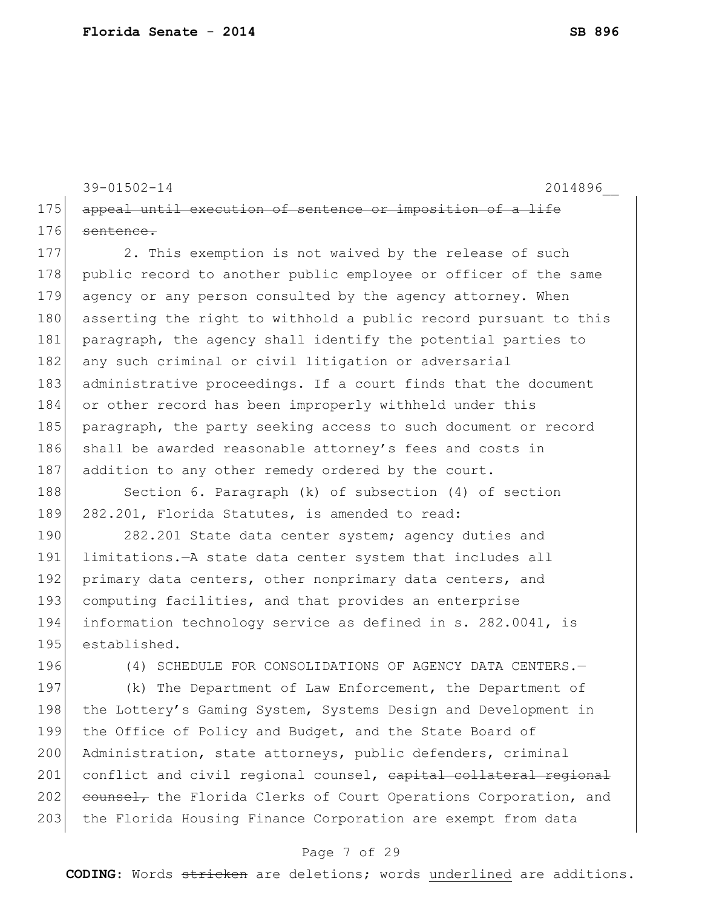~~appeal until execution of sentence or imposition of a life sentence.~~

2. This exemption is not waived by the release of such public record to another public employee or officer of the same agency or any person consulted by the agency attorney. When asserting the right to withhold a public record pursuant to this paragraph, the agency shall identify the potential parties to any such criminal or civil litigation or adversarial administrative proceedings. If a court finds that the document or other record has been improperly withheld under this paragraph, the party seeking access to such document or record shall be awarded reasonable attorney's fees and costs in addition to any other remedy ordered by the court.

Section 6. Paragraph (k) of subsection (4) of section 282.201, Florida Statutes, is amended to read:

282.201 State data center system; agency duties and limitations.—A state data center system that includes all primary data centers, other nonprimary data centers, and computing facilities, and that provides an enterprise information technology service as defined in s. 282.0041, is established.

(4) SCHEDULE FOR CONSOLIDATIONS OF AGENCY DATA CENTERS.—

(k) The Department of Law Enforcement, the Department of the Lottery's Gaming System, Systems Design and Development in the Office of Policy and Budget, and the State Board of Administration, state attorneys, public defenders, criminal conflict and civil regional counsel, ~~capital collateral regional counsel,~~ the Florida Clerks of Court Operations Corporation, and the Florida Housing Finance Corporation are exempt from data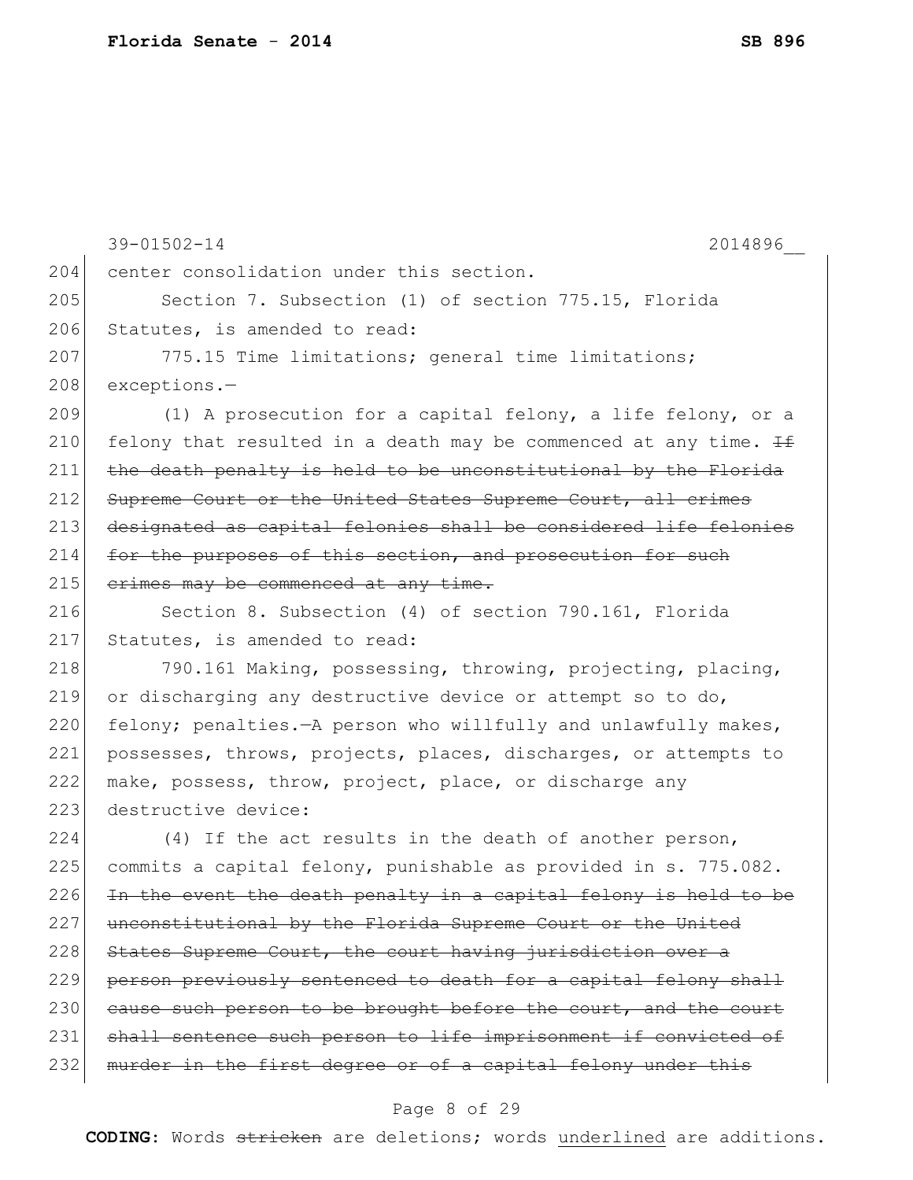39-01502-14 2014896__

204 center consolidation under this section.

205 Section 7. Subsection (1) of section 775.15, Florida

206 Statutes, is amended to read:

207 775.15 Time limitations; general time limitations;

208 exceptions.—

209 (1) A prosecution for a capital felony, a life felony, or a

210 felony that resulted in a death may be commenced at any time. ~~If~~

211 ~~the death penalty is held to be unconstitutional by the Florida~~

212 ~~Supreme Court or the United States Supreme Court, all crimes~~

213 ~~designated as capital felonies shall be considered life felonies~~

214 ~~for the purposes of this section, and prosecution for such~~

215 ~~crimes may be commenced at any time.~~

216 Section 8. Subsection (4) of section 790.161, Florida

217 Statutes, is amended to read:

218 790.161 Making, possessing, throwing, projecting, placing,

219 or discharging any destructive device or attempt so to do,

220 felony; penalties.—A person who willfully and unlawfully makes,

221 possesses, throws, projects, places, discharges, or attempts to

222 make, possess, throw, project, place, or discharge any

223 destructive device:

224 (4) If the act results in the death of another person,

225 commits a capital felony, punishable as provided in s. 775.082.

226 ~~In the event the death penalty in a capital felony is held to be~~

227 ~~unconstitutional by the Florida Supreme Court or the United~~

228 ~~States Supreme Court, the court having jurisdiction over a~~

229 ~~person previously sentenced to death for a capital felony shall~~

230 ~~cause such person to be brought before the court, and the court~~

231 ~~shall sentence such person to life imprisonment if convicted of~~

232 ~~murder in the first degree or of a capital felony under this~~

**CODING:** Words ~~stricken~~ are deletions; words <u>underlined</u> are additions.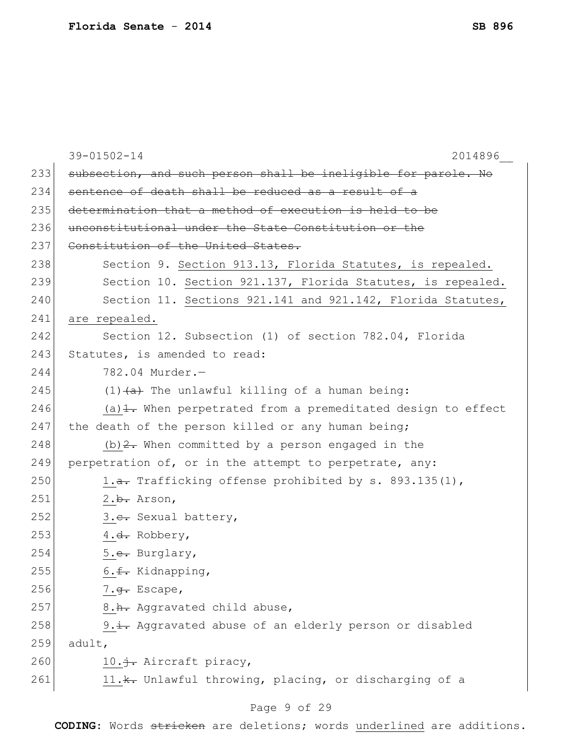39-01502-14 2014896__

233 ~~subsection, and such person shall be ineligible for parole. No~~
234 ~~sentence of death shall be reduced as a result of a~~
235 ~~determination that a method of execution is held to be~~
236 ~~unconstitutional under the State Constitution or the~~
237 ~~Constitution of the United States.~~
238 Section 9. <u>Section 913.13, Florida Statutes, is repealed.</u>
239 Section 10. <u>Section 921.137, Florida Statutes, is repealed.</u>
240 Section 11. <u>Sections 921.141 and 921.142, Florida Statutes,</u>
241 <u>are repealed.</u>
242 Section 12. Subsection (1) of section 782.04, Florida
243 Statutes, is amended to read:
244 782.04 Murder.—
245 (1) ~~(a)~~ The unlawful killing of a human being:
246 <u>(a)</u> ~~1.~~ When perpetrated from a premeditated design to effect
247 the death of the person killed or any human being;
248 <u>(b)</u> ~~2.~~ When committed by a person engaged in the
249 perpetration of, or in the attempt to perpetrate, any:
250 <u>1.</u> ~~a.~~ Trafficking offense prohibited by s. 893.135(1),
251 <u>2.</u> ~~b.~~ Arson,
252 <u>3.</u> ~~c.~~ Sexual battery,
253 <u>4.</u> ~~d.~~ Robbery,
254 <u>5.</u> ~~e.~~ Burglary,
255 <u>6.</u> ~~f.~~ Kidnapping,
256 <u>7.</u> ~~g.~~ Escape,
257 <u>8.</u> ~~h.~~ Aggravated child abuse,
258 <u>9.</u> ~~i.~~ Aggravated abuse of an elderly person or disabled
259 adult,
260 <u>10.</u> ~~j.~~ Aircraft piracy,
261 <u>11.</u> ~~k.~~ Unlawful throwing, placing, or discharging of a

**CODING:** Words ~~stricken~~ are deletions; words <u>underlined</u> are additions.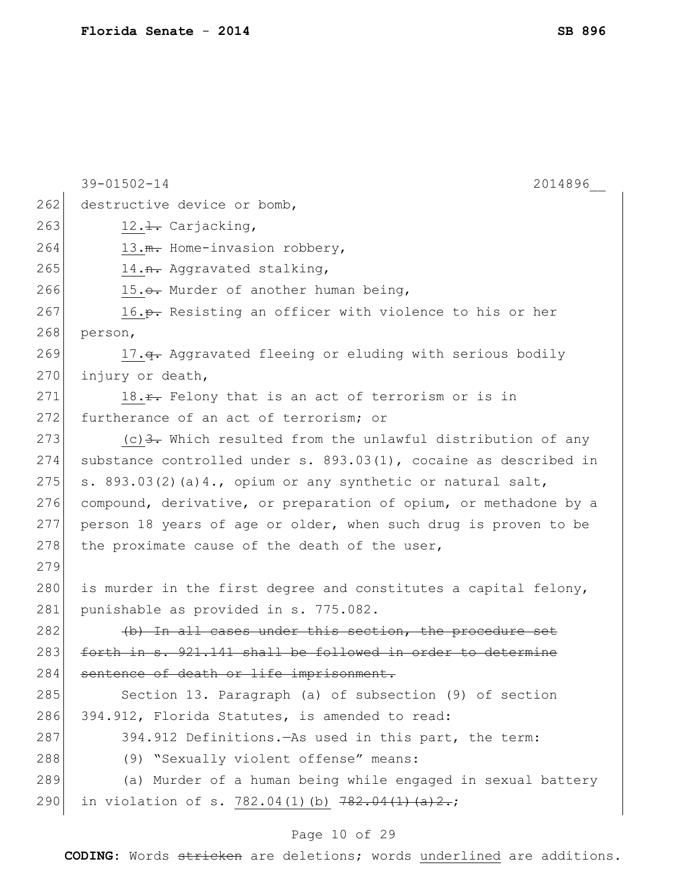destructive device or bomb,

12.~~l.~~ Carjacking,

13.~~m.~~ Home-invasion robbery,

14.~~n.~~ Aggravated stalking,

15.~~o.~~ Murder of another human being,

16.~~p.~~ Resisting an officer with violence to his or her person,

17.~~q.~~ Aggravated fleeing or eluding with serious bodily injury or death,

18.~~r.~~ Felony that is an act of terrorism or is in furtherance of an act of terrorism; or

(c)~~3.~~ Which resulted from the unlawful distribution of any substance controlled under s. 893.03(1), cocaine as described in s. 893.03(2)(a)4., opium or any synthetic or natural salt, compound, derivative, or preparation of opium, or methadone by a person 18 years of age or older, when such drug is proven to be the proximate cause of the death of the user,

is murder in the first degree and constitutes a capital felony, punishable as provided in s. 775.082.

~~(b) In all cases under this section, the procedure set forth in s. 921.141 shall be followed in order to determine sentence of death or life imprisonment.~~

Section 13. Paragraph (a) of subsection (9) of section 394.912, Florida Statutes, is amended to read:

394.912 Definitions.—As used in this part, the term:

(9) "Sexually violent offense" means:

(a) Murder of a human being while engaged in sexual battery in violation of s. 782.04(1)(b) ~~782.04(1)(a)2.~~;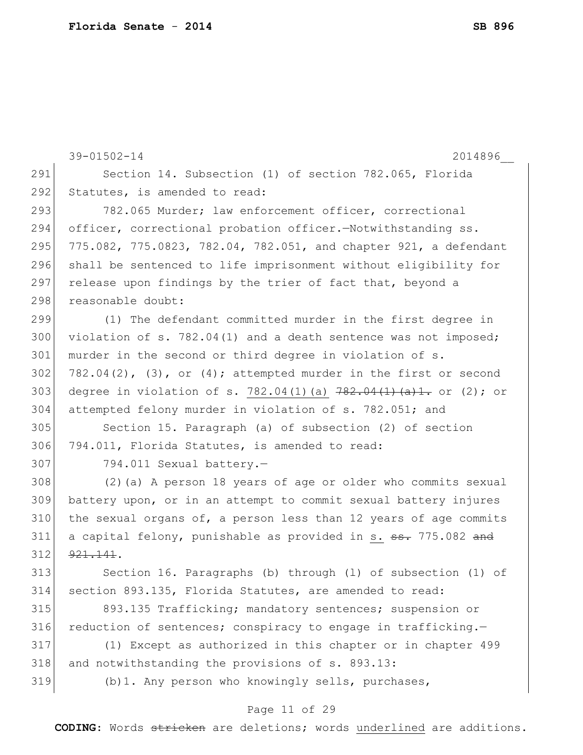Section 14. Subsection (1) of section 782.065, Florida Statutes, is amended to read:

782.065 Murder; law enforcement officer, correctional officer, correctional probation officer.—Notwithstanding ss. 775.082, 775.0823, 782.04, 782.051, and chapter 921, a defendant shall be sentenced to life imprisonment without eligibility for release upon findings by the trier of fact that, beyond a reasonable doubt:

(1) The defendant committed murder in the first degree in violation of s. 782.04(1) and a death sentence was not imposed; murder in the second or third degree in violation of s. 782.04(2), (3), or (4); attempted murder in the first or second degree in violation of s. <u>782.04(1)(a)</u> ~~782.04(1)(a)1.~~ or (2); or attempted felony murder in violation of s. 782.051; and

Section 15. Paragraph (a) of subsection (2) of section 794.011, Florida Statutes, is amended to read:

794.011 Sexual battery.—

(2)(a) A person 18 years of age or older who commits sexual battery upon, or in an attempt to commit sexual battery injures the sexual organs of, a person less than 12 years of age commits a capital felony, punishable as provided in <u>s.</u> ~~ss.~~ 775.082 ~~and 921.141~~.

Section 16. Paragraphs (b) through (l) of subsection (1) of section 893.135, Florida Statutes, are amended to read:

893.135 Trafficking; mandatory sentences; suspension or reduction of sentences; conspiracy to engage in trafficking.—

(1) Except as authorized in this chapter or in chapter 499 and notwithstanding the provisions of s. 893.13:

(b)1. Any person who knowingly sells, purchases,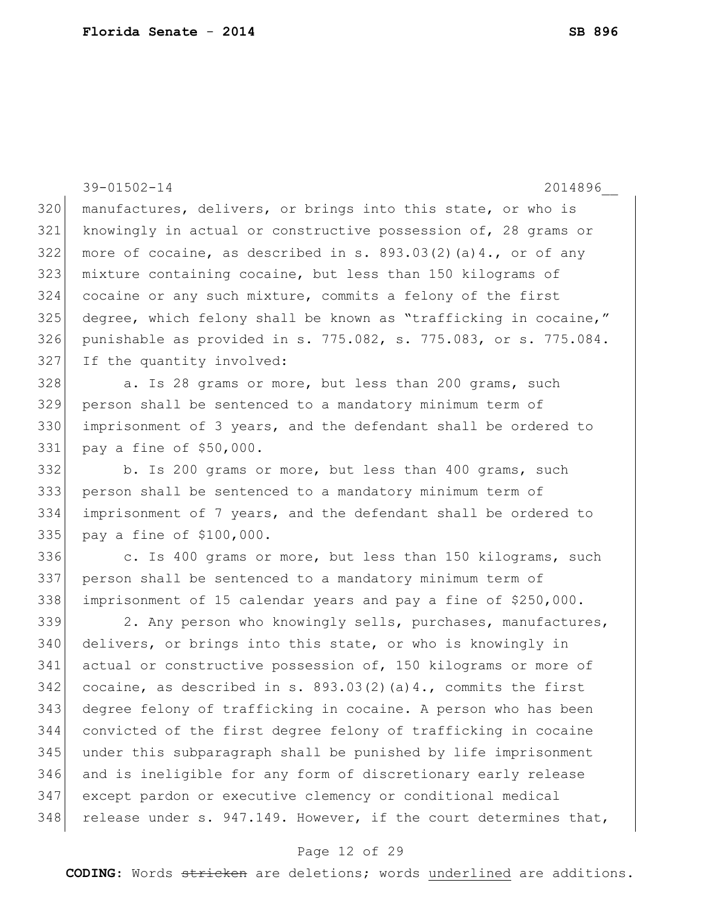39-01502-14 2014896__

manufactures, delivers, or brings into this state, or who is knowingly in actual or constructive possession of, 28 grams or more of cocaine, as described in s. 893.03(2)(a)4., or of any mixture containing cocaine, but less than 150 kilograms of cocaine or any such mixture, commits a felony of the first degree, which felony shall be known as "trafficking in cocaine," punishable as provided in s. 775.082, s. 775.083, or s. 775.084. If the quantity involved:

a. Is 28 grams or more, but less than 200 grams, such person shall be sentenced to a mandatory minimum term of imprisonment of 3 years, and the defendant shall be ordered to pay a fine of $50,000.

b. Is 200 grams or more, but less than 400 grams, such person shall be sentenced to a mandatory minimum term of imprisonment of 7 years, and the defendant shall be ordered to pay a fine of $100,000.

c. Is 400 grams or more, but less than 150 kilograms, such person shall be sentenced to a mandatory minimum term of imprisonment of 15 calendar years and pay a fine of $250,000.

2. Any person who knowingly sells, purchases, manufactures, delivers, or brings into this state, or who is knowingly in actual or constructive possession of, 150 kilograms or more of cocaine, as described in s. 893.03(2)(a)4., commits the first degree felony of trafficking in cocaine. A person who has been convicted of the first degree felony of trafficking in cocaine under this subparagraph shall be punished by life imprisonment and is ineligible for any form of discretionary early release except pardon or executive clemency or conditional medical release under s. 947.149. However, if the court determines that,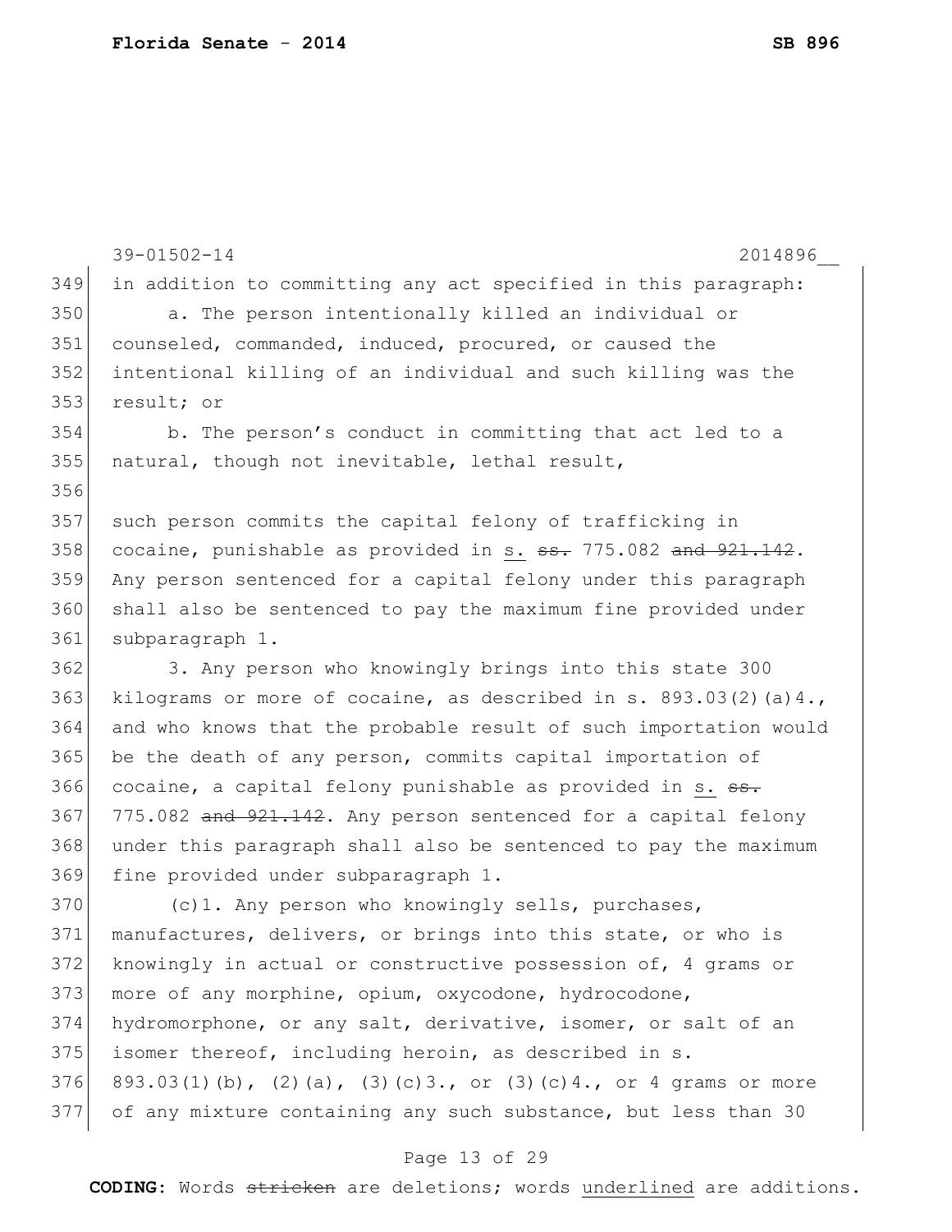in addition to committing any act specified in this paragraph:

a. The person intentionally killed an individual or counseled, commanded, induced, procured, or caused the intentional killing of an individual and such killing was the result; or

b. The person's conduct in committing that act led to a natural, though not inevitable, lethal result,

such person commits the capital felony of trafficking in cocaine, punishable as provided in <u>s.</u> ~~ss.~~ 775.082 ~~and 921.142~~. Any person sentenced for a capital felony under this paragraph shall also be sentenced to pay the maximum fine provided under subparagraph 1.

3. Any person who knowingly brings into this state 300 kilograms or more of cocaine, as described in s. 893.03(2)(a)4., and who knows that the probable result of such importation would be the death of any person, commits capital importation of cocaine, a capital felony punishable as provided in <u>s.</u> ~~ss.~~ 775.082 ~~and 921.142~~. Any person sentenced for a capital felony under this paragraph shall also be sentenced to pay the maximum fine provided under subparagraph 1.

(c)1. Any person who knowingly sells, purchases, manufactures, delivers, or brings into this state, or who is knowingly in actual or constructive possession of, 4 grams or more of any morphine, opium, oxycodone, hydrocodone, hydromorphone, or any salt, derivative, isomer, or salt of an isomer thereof, including heroin, as described in s. 893.03(1)(b), (2)(a), (3)(c)3., or (3)(c)4., or 4 grams or more of any mixture containing any such substance, but less than 30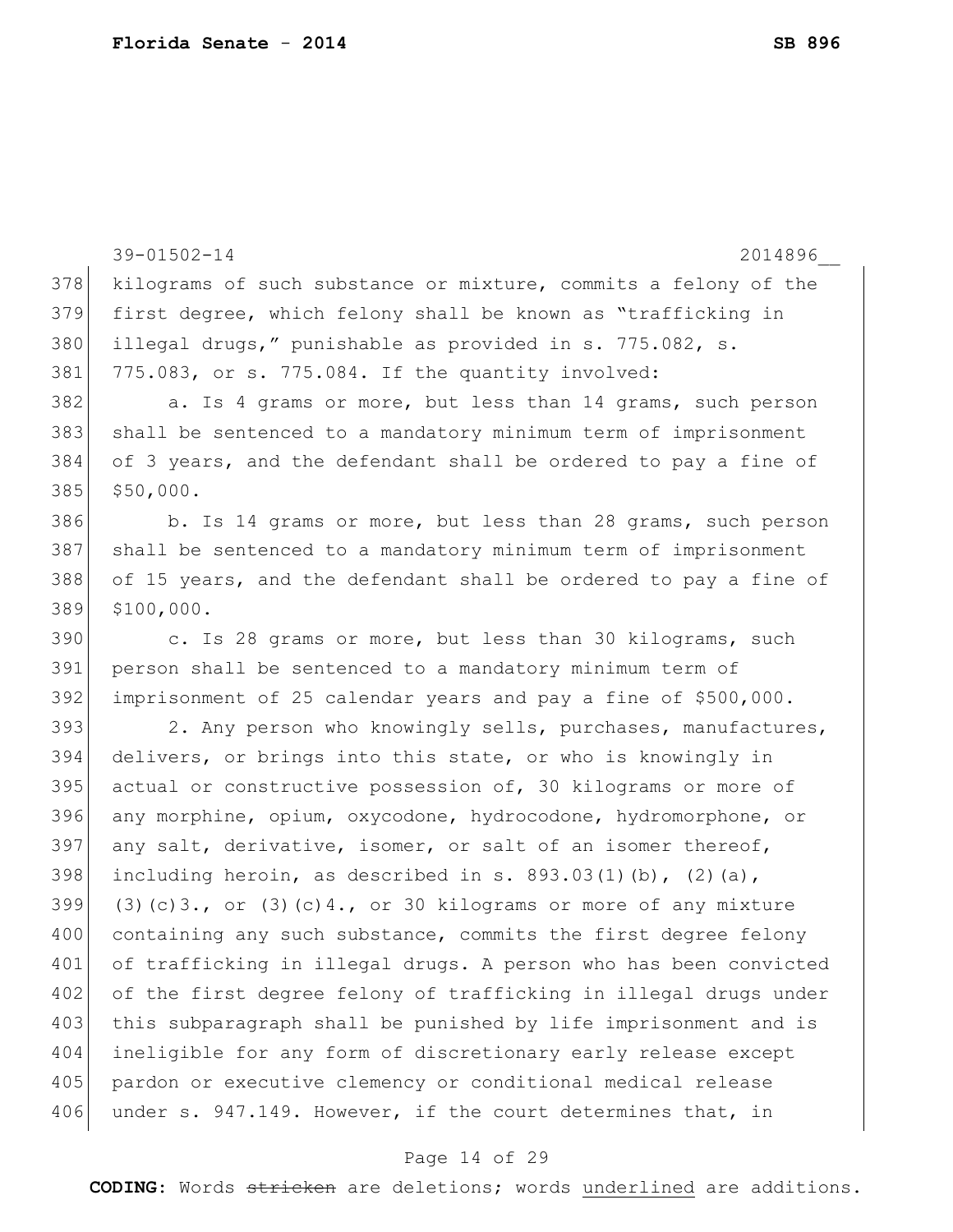kilograms of such substance or mixture, commits a felony of the first degree, which felony shall be known as "trafficking in illegal drugs," punishable as provided in s. 775.082, s. 775.083, or s. 775.084. If the quantity involved:

a. Is 4 grams or more, but less than 14 grams, such person shall be sentenced to a mandatory minimum term of imprisonment of 3 years, and the defendant shall be ordered to pay a fine of $50,000.

b. Is 14 grams or more, but less than 28 grams, such person shall be sentenced to a mandatory minimum term of imprisonment of 15 years, and the defendant shall be ordered to pay a fine of $100,000.

c. Is 28 grams or more, but less than 30 kilograms, such person shall be sentenced to a mandatory minimum term of imprisonment of 25 calendar years and pay a fine of $500,000.

2. Any person who knowingly sells, purchases, manufactures, delivers, or brings into this state, or who is knowingly in actual or constructive possession of, 30 kilograms or more of any morphine, opium, oxycodone, hydrocodone, hydromorphone, or any salt, derivative, isomer, or salt of an isomer thereof, including heroin, as described in s. 893.03(1)(b), (2)(a), (3)(c)3., or (3)(c)4., or 30 kilograms or more of any mixture containing any such substance, commits the first degree felony of trafficking in illegal drugs. A person who has been convicted of the first degree felony of trafficking in illegal drugs under this subparagraph shall be punished by life imprisonment and is ineligible for any form of discretionary early release except pardon or executive clemency or conditional medical release under s. 947.149. However, if the court determines that, in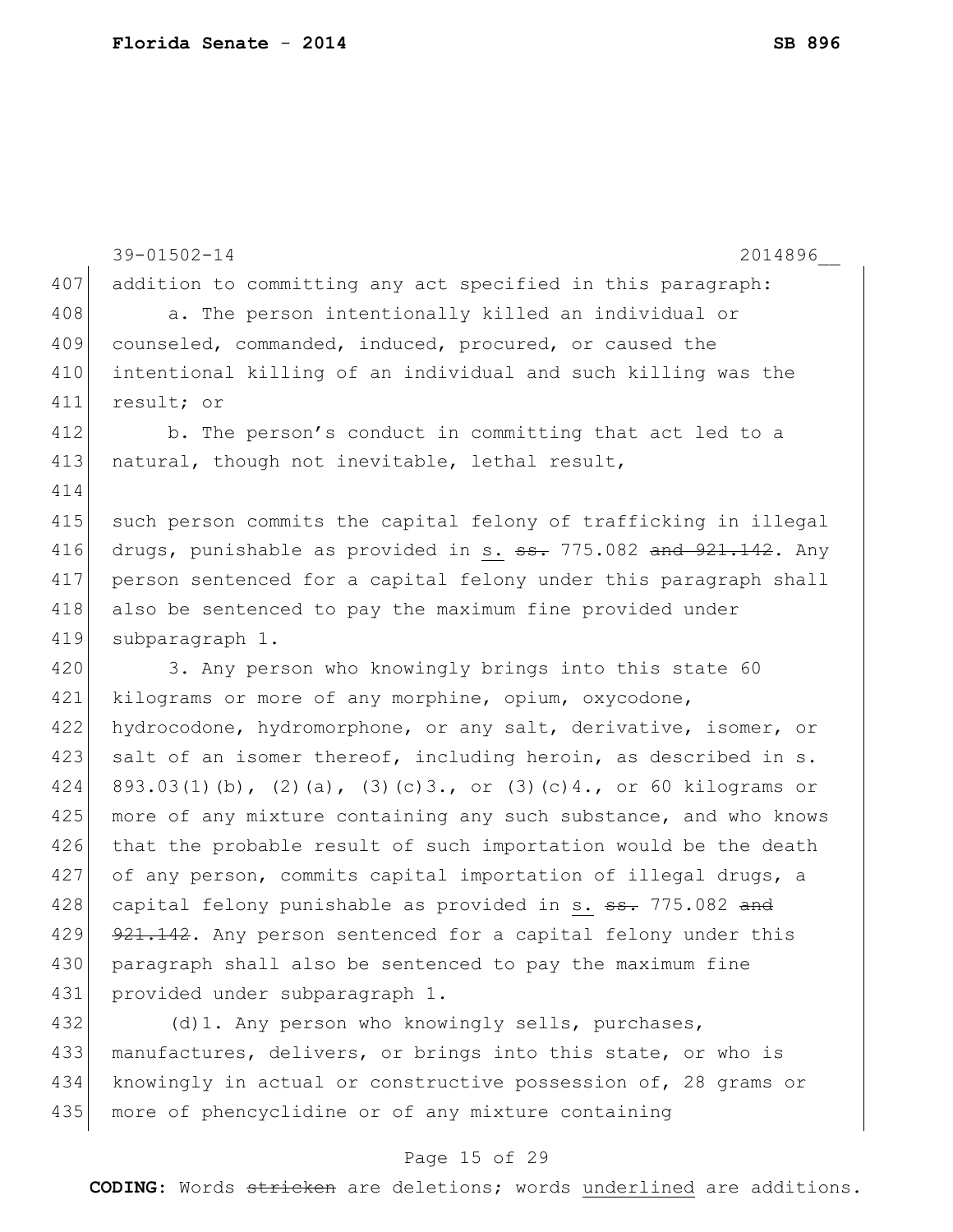39-01502-14 2014896__

addition to committing any act specified in this paragraph:

a. The person intentionally killed an individual or counseled, commanded, induced, procured, or caused the intentional killing of an individual and such killing was the result; or

b. The person's conduct in committing that act led to a natural, though not inevitable, lethal result,

such person commits the capital felony of trafficking in illegal drugs, punishable as provided in <u>s.</u> ~~ss.~~ 775.082 ~~and 921.142~~. Any person sentenced for a capital felony under this paragraph shall also be sentenced to pay the maximum fine provided under subparagraph 1.

3. Any person who knowingly brings into this state 60 kilograms or more of any morphine, opium, oxycodone, hydrocodone, hydromorphone, or any salt, derivative, isomer, or salt of an isomer thereof, including heroin, as described in s. 893.03(1)(b), (2)(a), (3)(c)3., or (3)(c)4., or 60 kilograms or more of any mixture containing any such substance, and who knows that the probable result of such importation would be the death of any person, commits capital importation of illegal drugs, a capital felony punishable as provided in <u>s.</u> ~~ss.~~ 775.082 ~~and 921.142~~. Any person sentenced for a capital felony under this paragraph shall also be sentenced to pay the maximum fine provided under subparagraph 1.

(d)1. Any person who knowingly sells, purchases, manufactures, delivers, or brings into this state, or who is knowingly in actual or constructive possession of, 28 grams or more of phencyclidine or of any mixture containing

**CODING:** Words ~~stricken~~ are deletions; words <u>underlined</u> are additions.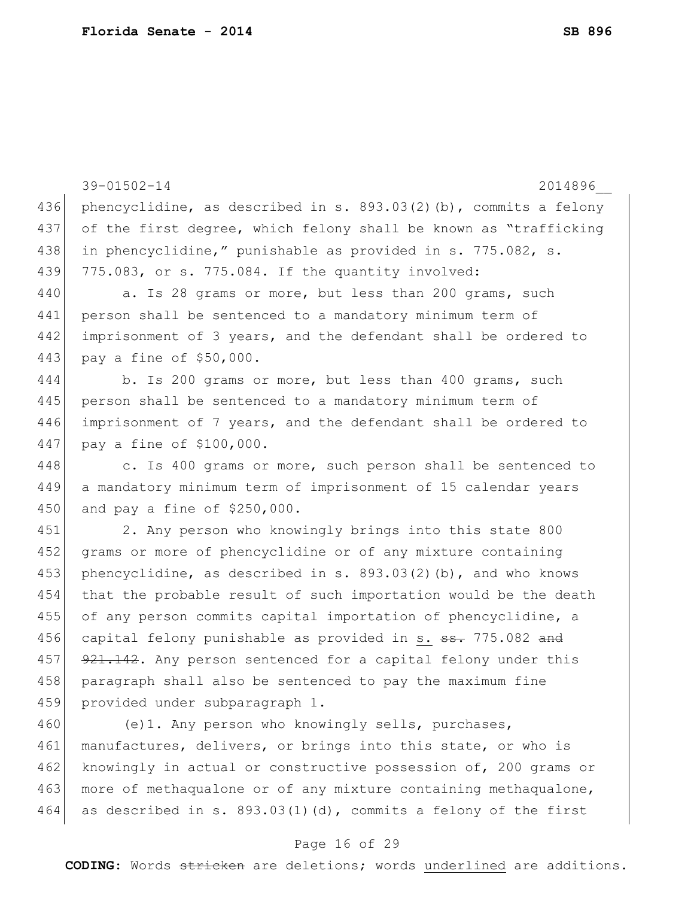39-01502-14 2014896__

436 phencyclidine, as described in s. 893.03(2)(b), commits a felony
437 of the first degree, which felony shall be known as "trafficking
438 in phencyclidine," punishable as provided in s. 775.082, s.
439 775.083, or s. 775.084. If the quantity involved:

440 a. Is 28 grams or more, but less than 200 grams, such
441 person shall be sentenced to a mandatory minimum term of
442 imprisonment of 3 years, and the defendant shall be ordered to
443 pay a fine of $50,000.

444 b. Is 200 grams or more, but less than 400 grams, such
445 person shall be sentenced to a mandatory minimum term of
446 imprisonment of 7 years, and the defendant shall be ordered to
447 pay a fine of $100,000.

448 c. Is 400 grams or more, such person shall be sentenced to
449 a mandatory minimum term of imprisonment of 15 calendar years
450 and pay a fine of $250,000.

451 2. Any person who knowingly brings into this state 800
452 grams or more of phencyclidine or of any mixture containing
453 phencyclidine, as described in s. 893.03(2)(b), and who knows
454 that the probable result of such importation would be the death
455 of any person commits capital importation of phencyclidine, a
456 capital felony punishable as provided in s. ~~ss.~~ 775.082 ~~and~~
457 ~~921.142~~. Any person sentenced for a capital felony under this
458 paragraph shall also be sentenced to pay the maximum fine
459 provided under subparagraph 1.

460 (e)1. Any person who knowingly sells, purchases,
461 manufactures, delivers, or brings into this state, or who is
462 knowingly in actual or constructive possession of, 200 grams or
463 more of methaqualone or of any mixture containing methaqualone,
464 as described in s. 893.03(1)(d), commits a felony of the first

**CODING:** Words ~~stricken~~ are deletions; words underlined are additions.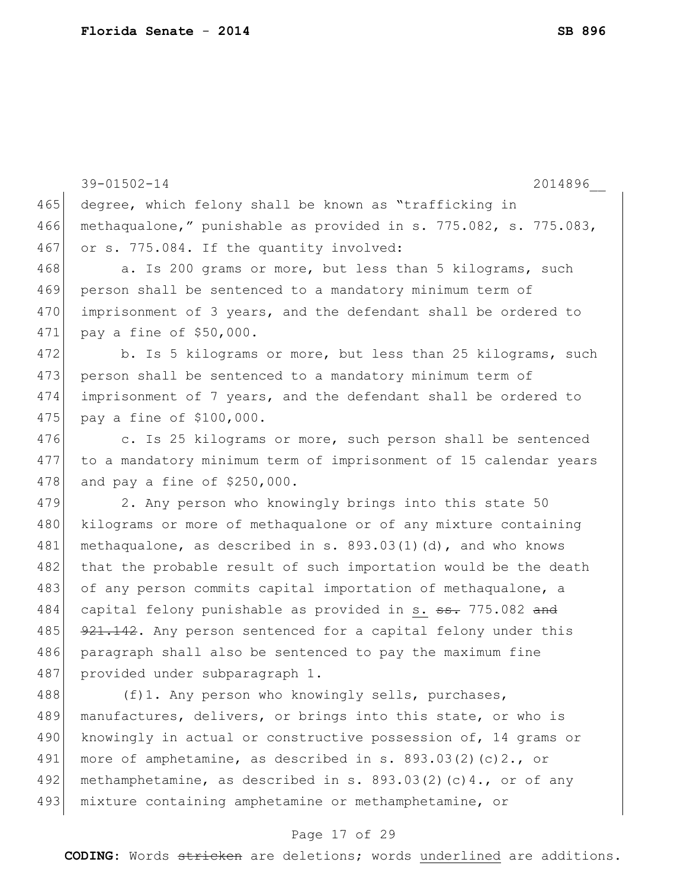degree, which felony shall be known as "trafficking in methaqualone," punishable as provided in s. 775.082, s. 775.083, or s. 775.084. If the quantity involved:

a. Is 200 grams or more, but less than 5 kilograms, such person shall be sentenced to a mandatory minimum term of imprisonment of 3 years, and the defendant shall be ordered to pay a fine of $50,000.

b. Is 5 kilograms or more, but less than 25 kilograms, such person shall be sentenced to a mandatory minimum term of imprisonment of 7 years, and the defendant shall be ordered to pay a fine of $100,000.

c. Is 25 kilograms or more, such person shall be sentenced to a mandatory minimum term of imprisonment of 15 calendar years and pay a fine of $250,000.

2. Any person who knowingly brings into this state 50 kilograms or more of methaqualone or of any mixture containing methaqualone, as described in s. 893.03(1)(d), and who knows that the probable result of such importation would be the death of any person commits capital importation of methaqualone, a capital felony punishable as provided in s. ~~ss.~~ 775.082 ~~and 921.142~~. Any person sentenced for a capital felony under this paragraph shall also be sentenced to pay the maximum fine provided under subparagraph 1.

(f)1. Any person who knowingly sells, purchases, manufactures, delivers, or brings into this state, or who is knowingly in actual or constructive possession of, 14 grams or more of amphetamine, as described in s. 893.03(2)(c)2., or methamphetamine, as described in s. 893.03(2)(c)4., or of any mixture containing amphetamine or methamphetamine, or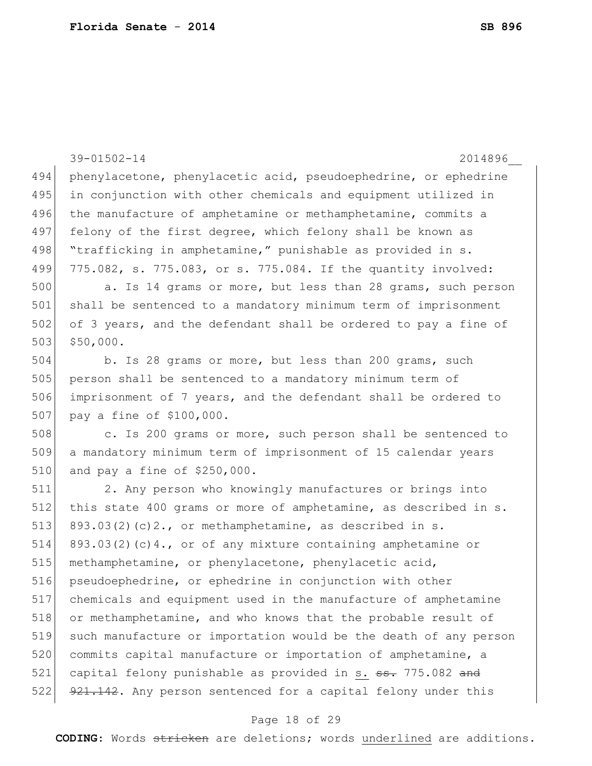phenylacetone, phenylacetic acid, pseudoephedrine, or ephedrine in conjunction with other chemicals and equipment utilized in the manufacture of amphetamine or methamphetamine, commits a felony of the first degree, which felony shall be known as "trafficking in amphetamine," punishable as provided in s. 775.082, s. 775.083, or s. 775.084. If the quantity involved:

a. Is 14 grams or more, but less than 28 grams, such person shall be sentenced to a mandatory minimum term of imprisonment of 3 years, and the defendant shall be ordered to pay a fine of $50,000.

b. Is 28 grams or more, but less than 200 grams, such person shall be sentenced to a mandatory minimum term of imprisonment of 7 years, and the defendant shall be ordered to pay a fine of $100,000.

c. Is 200 grams or more, such person shall be sentenced to a mandatory minimum term of imprisonment of 15 calendar years and pay a fine of $250,000.

2. Any person who knowingly manufactures or brings into this state 400 grams or more of amphetamine, as described in s. 893.03(2)(c)2., or methamphetamine, as described in s. 893.03(2)(c)4., or of any mixture containing amphetamine or methamphetamine, or phenylacetone, phenylacetic acid, pseudoephedrine, or ephedrine in conjunction with other chemicals and equipment used in the manufacture of amphetamine or methamphetamine, and who knows that the probable result of such manufacture or importation would be the death of any person commits capital manufacture or importation of amphetamine, a capital felony punishable as provided in s. ~~ss.~~ 775.082 ~~and 921.142~~. Any person sentenced for a capital felony under this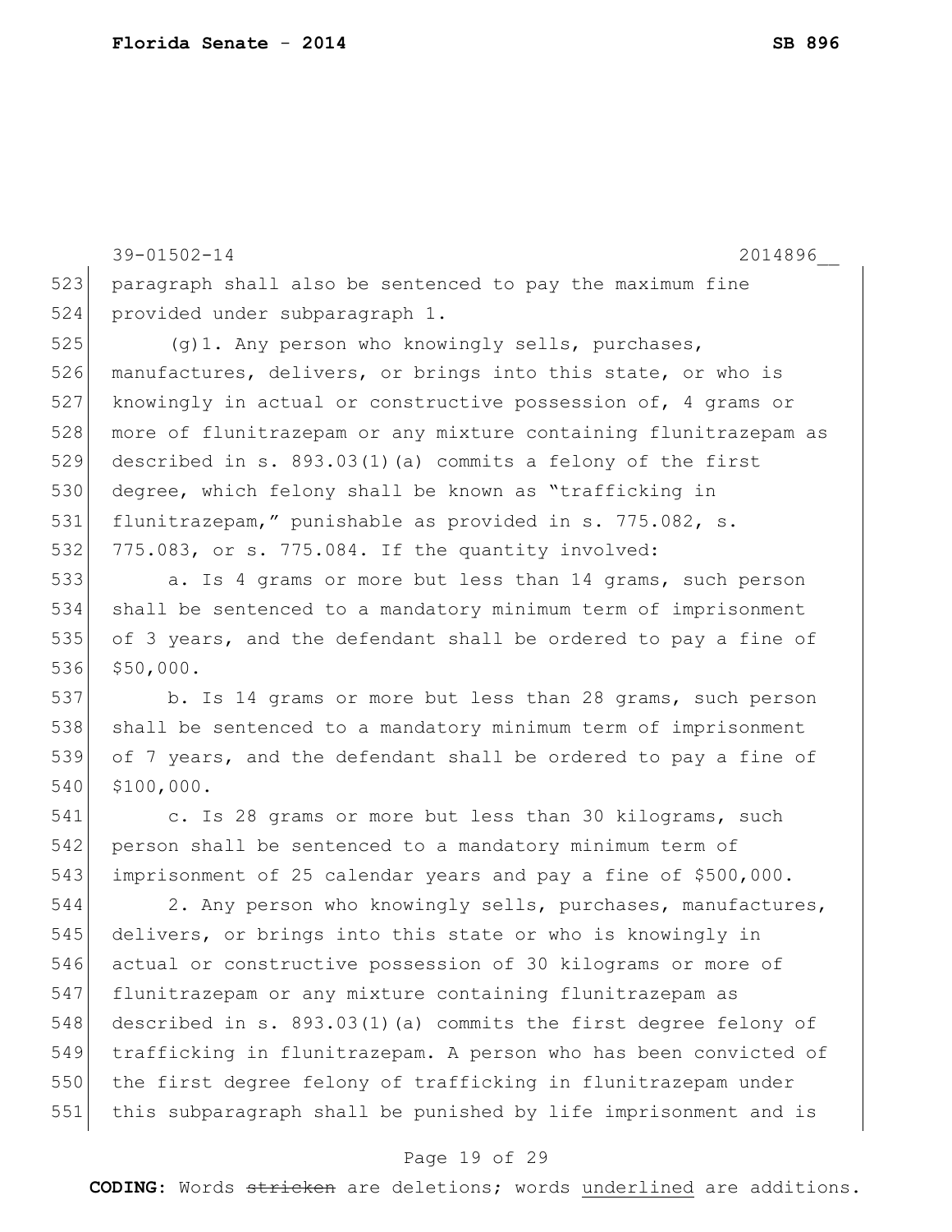paragraph shall also be sentenced to pay the maximum fine provided under subparagraph 1.

(g)1. Any person who knowingly sells, purchases, manufactures, delivers, or brings into this state, or who is knowingly in actual or constructive possession of, 4 grams or more of flunitrazepam or any mixture containing flunitrazepam as described in s. 893.03(1)(a) commits a felony of the first degree, which felony shall be known as "trafficking in flunitrazepam," punishable as provided in s. 775.082, s. 775.083, or s. 775.084. If the quantity involved:

a. Is 4 grams or more but less than 14 grams, such person shall be sentenced to a mandatory minimum term of imprisonment of 3 years, and the defendant shall be ordered to pay a fine of $50,000.

b. Is 14 grams or more but less than 28 grams, such person shall be sentenced to a mandatory minimum term of imprisonment of 7 years, and the defendant shall be ordered to pay a fine of $100,000.

c. Is 28 grams or more but less than 30 kilograms, such person shall be sentenced to a mandatory minimum term of imprisonment of 25 calendar years and pay a fine of $500,000.

2. Any person who knowingly sells, purchases, manufactures, delivers, or brings into this state or who is knowingly in actual or constructive possession of 30 kilograms or more of flunitrazepam or any mixture containing flunitrazepam as described in s. 893.03(1)(a) commits the first degree felony of trafficking in flunitrazepam. A person who has been convicted of the first degree felony of trafficking in flunitrazepam under this subparagraph shall be punished by life imprisonment and is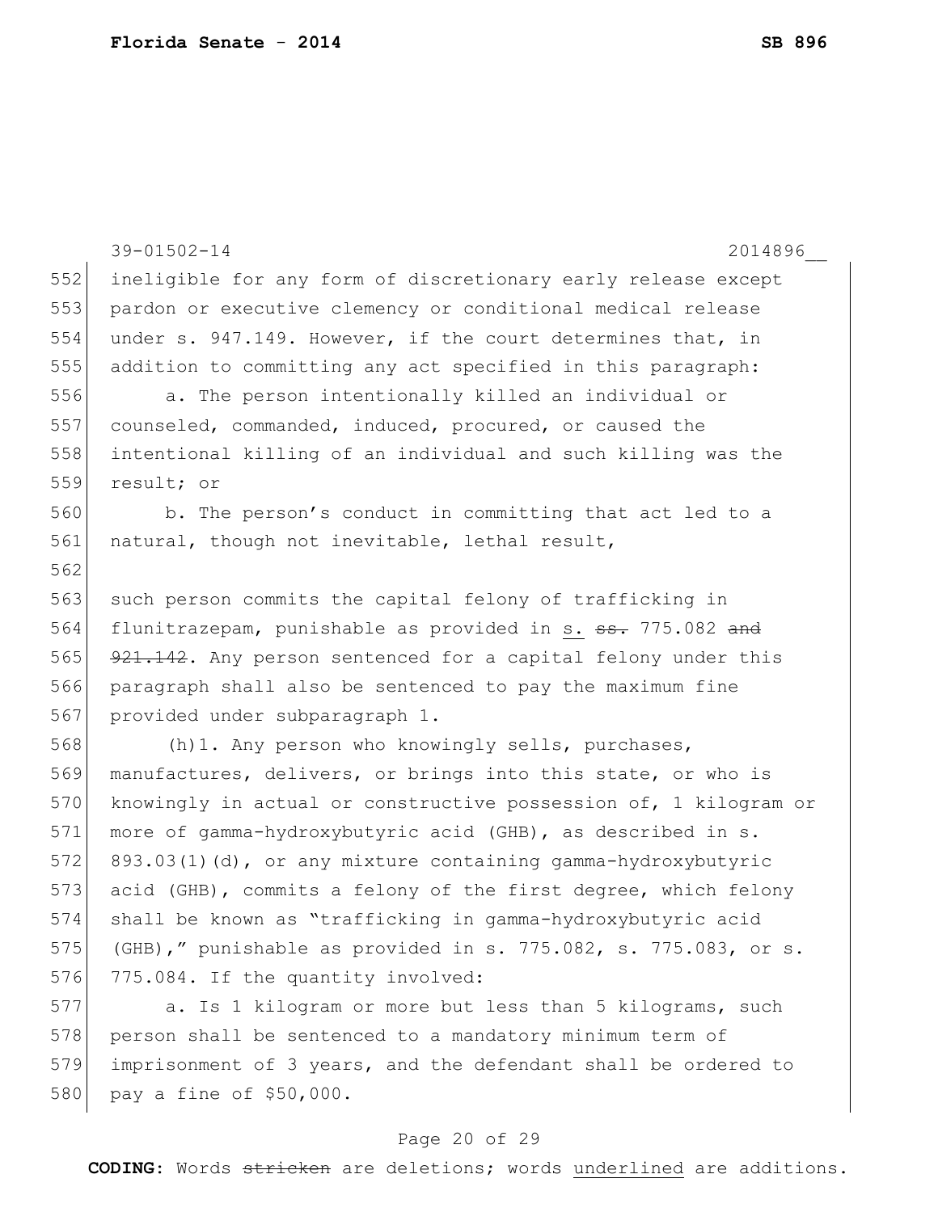ineligible for any form of discretionary early release except pardon or executive clemency or conditional medical release under s. 947.149. However, if the court determines that, in addition to committing any act specified in this paragraph:

a. The person intentionally killed an individual or counseled, commanded, induced, procured, or caused the intentional killing of an individual and such killing was the result; or

b. The person's conduct in committing that act led to a natural, though not inevitable, lethal result,

such person commits the capital felony of trafficking in flunitrazepam, punishable as provided in <u>s.</u> ~~ss.~~ 775.082 ~~and 921.142~~. Any person sentenced for a capital felony under this paragraph shall also be sentenced to pay the maximum fine provided under subparagraph 1.

(h)1. Any person who knowingly sells, purchases, manufactures, delivers, or brings into this state, or who is knowingly in actual or constructive possession of, 1 kilogram or more of gamma-hydroxybutyric acid (GHB), as described in s. 893.03(1)(d), or any mixture containing gamma-hydroxybutyric acid (GHB), commits a felony of the first degree, which felony shall be known as "trafficking in gamma-hydroxybutyric acid (GHB)," punishable as provided in s. 775.082, s. 775.083, or s. 775.084. If the quantity involved:

a. Is 1 kilogram or more but less than 5 kilograms, such person shall be sentenced to a mandatory minimum term of imprisonment of 3 years, and the defendant shall be ordered to pay a fine of $50,000.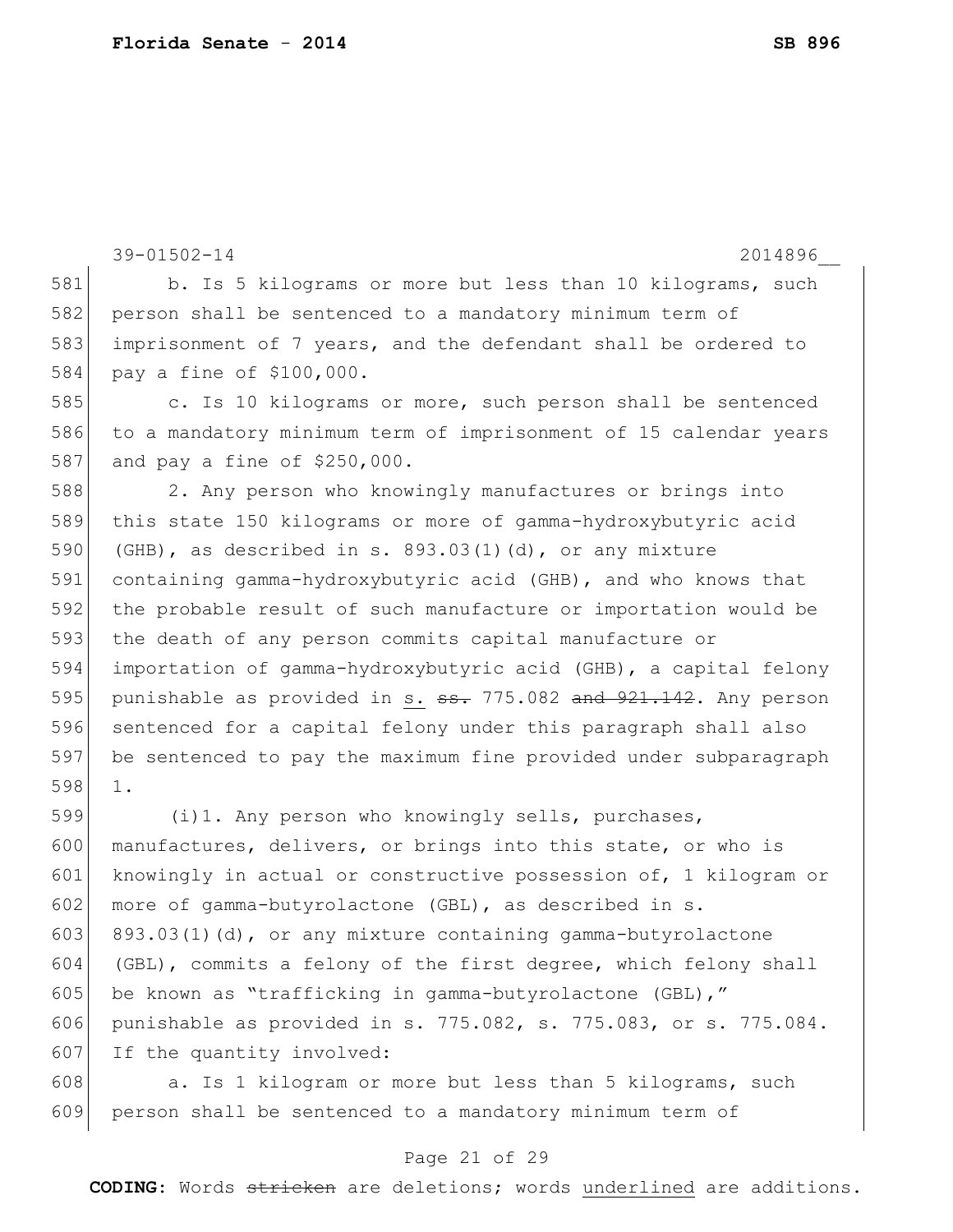39-01502-14 2014896__

b. Is 5 kilograms or more but less than 10 kilograms, such person shall be sentenced to a mandatory minimum term of imprisonment of 7 years, and the defendant shall be ordered to pay a fine of $100,000.

c. Is 10 kilograms or more, such person shall be sentenced to a mandatory minimum term of imprisonment of 15 calendar years and pay a fine of $250,000.

2. Any person who knowingly manufactures or brings into this state 150 kilograms or more of gamma-hydroxybutyric acid (GHB), as described in s. 893.03(1)(d), or any mixture containing gamma-hydroxybutyric acid (GHB), and who knows that the probable result of such manufacture or importation would be the death of any person commits capital manufacture or importation of gamma-hydroxybutyric acid (GHB), a capital felony punishable as provided in <u>s.</u> ~~ss.~~ 775.082 ~~and 921.142~~. Any person sentenced for a capital felony under this paragraph shall also be sentenced to pay the maximum fine provided under subparagraph 1.

(i)1. Any person who knowingly sells, purchases, manufactures, delivers, or brings into this state, or who is knowingly in actual or constructive possession of, 1 kilogram or more of gamma-butyrolactone (GBL), as described in s. 893.03(1)(d), or any mixture containing gamma-butyrolactone (GBL), commits a felony of the first degree, which felony shall be known as "trafficking in gamma-butyrolactone (GBL)," punishable as provided in s. 775.082, s. 775.083, or s. 775.084. If the quantity involved:

a. Is 1 kilogram or more but less than 5 kilograms, such person shall be sentenced to a mandatory minimum term of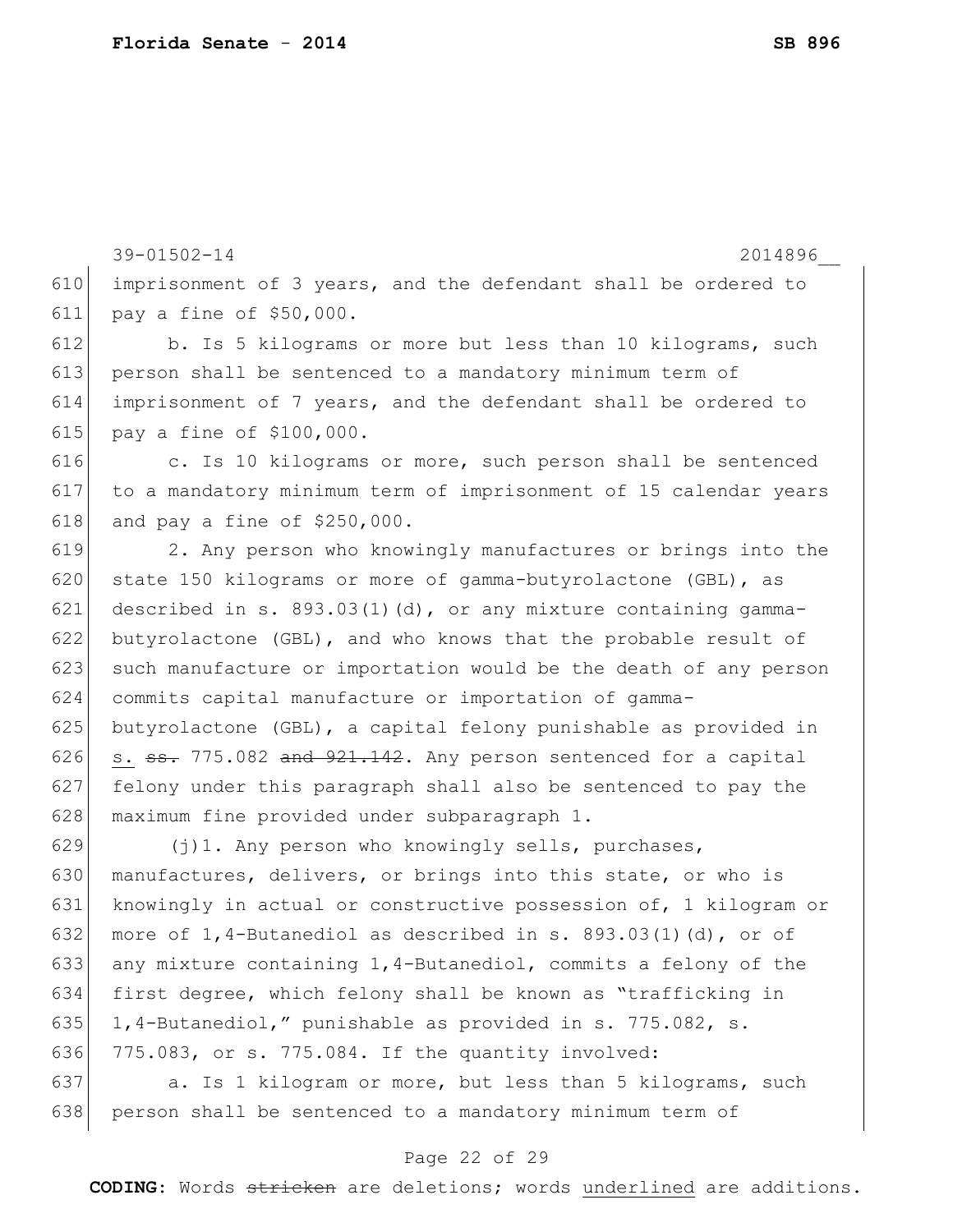imprisonment of 3 years, and the defendant shall be ordered to pay a fine of $50,000.

b. Is 5 kilograms or more but less than 10 kilograms, such person shall be sentenced to a mandatory minimum term of imprisonment of 7 years, and the defendant shall be ordered to pay a fine of $100,000.

c. Is 10 kilograms or more, such person shall be sentenced to a mandatory minimum term of imprisonment of 15 calendar years and pay a fine of $250,000.

2. Any person who knowingly manufactures or brings into the state 150 kilograms or more of gamma-butyrolactone (GBL), as described in s. 893.03(1)(d), or any mixture containing gamma-butyrolactone (GBL), and who knows that the probable result of such manufacture or importation would be the death of any person commits capital manufacture or importation of gamma-butyrolactone (GBL), a capital felony punishable as provided in <u>s.</u> ~~ss.~~ 775.082 ~~and 921.142~~. Any person sentenced for a capital felony under this paragraph shall also be sentenced to pay the maximum fine provided under subparagraph 1.

(j)1. Any person who knowingly sells, purchases, manufactures, delivers, or brings into this state, or who is knowingly in actual or constructive possession of, 1 kilogram or more of 1,4-Butanediol as described in s. 893.03(1)(d), or of any mixture containing 1,4-Butanediol, commits a felony of the first degree, which felony shall be known as "trafficking in 1,4-Butanediol," punishable as provided in s. 775.082, s. 775.083, or s. 775.084. If the quantity involved:

a. Is 1 kilogram or more, but less than 5 kilograms, such person shall be sentenced to a mandatory minimum term of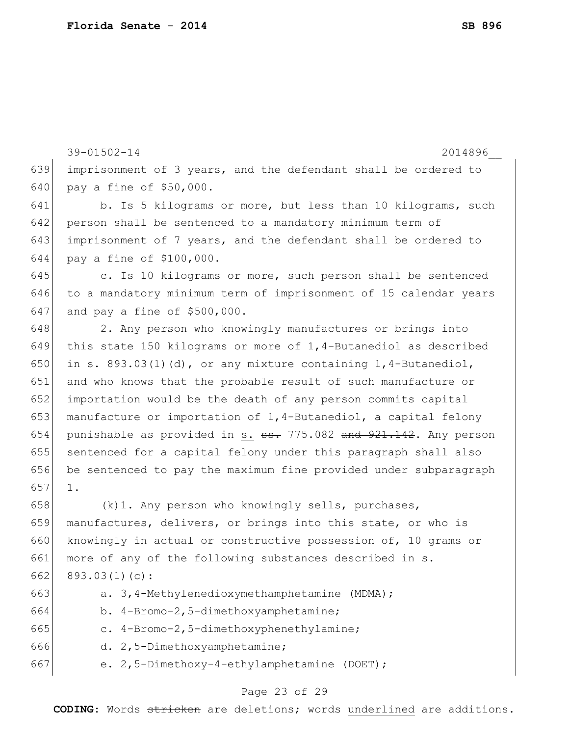imprisonment of 3 years, and the defendant shall be ordered to pay a fine of $50,000.

b. Is 5 kilograms or more, but less than 10 kilograms, such person shall be sentenced to a mandatory minimum term of imprisonment of 7 years, and the defendant shall be ordered to pay a fine of $100,000.

c. Is 10 kilograms or more, such person shall be sentenced to a mandatory minimum term of imprisonment of 15 calendar years and pay a fine of $500,000.

2. Any person who knowingly manufactures or brings into this state 150 kilograms or more of 1,4-Butanediol as described in s. 893.03(1)(d), or any mixture containing 1,4-Butanediol, and who knows that the probable result of such manufacture or importation would be the death of any person commits capital manufacture or importation of 1,4-Butanediol, a capital felony punishable as provided in <u>s.</u> ~~ss.~~ 775.082 ~~and 921.142~~. Any person sentenced for a capital felony under this paragraph shall also be sentenced to pay the maximum fine provided under subparagraph 1.

(k)1. Any person who knowingly sells, purchases, manufactures, delivers, or brings into this state, or who is knowingly in actual or constructive possession of, 10 grams or more of any of the following substances described in s. 893.03(1)(c):

a. 3,4-Methylenedioxymethamphetamine (MDMA);

b. 4-Bromo-2,5-dimethoxyamphetamine;

c. 4-Bromo-2,5-dimethoxyphenethylamine;

d. 2,5-Dimethoxyamphetamine;

e. 2,5-Dimethoxy-4-ethylamphetamine (DOET);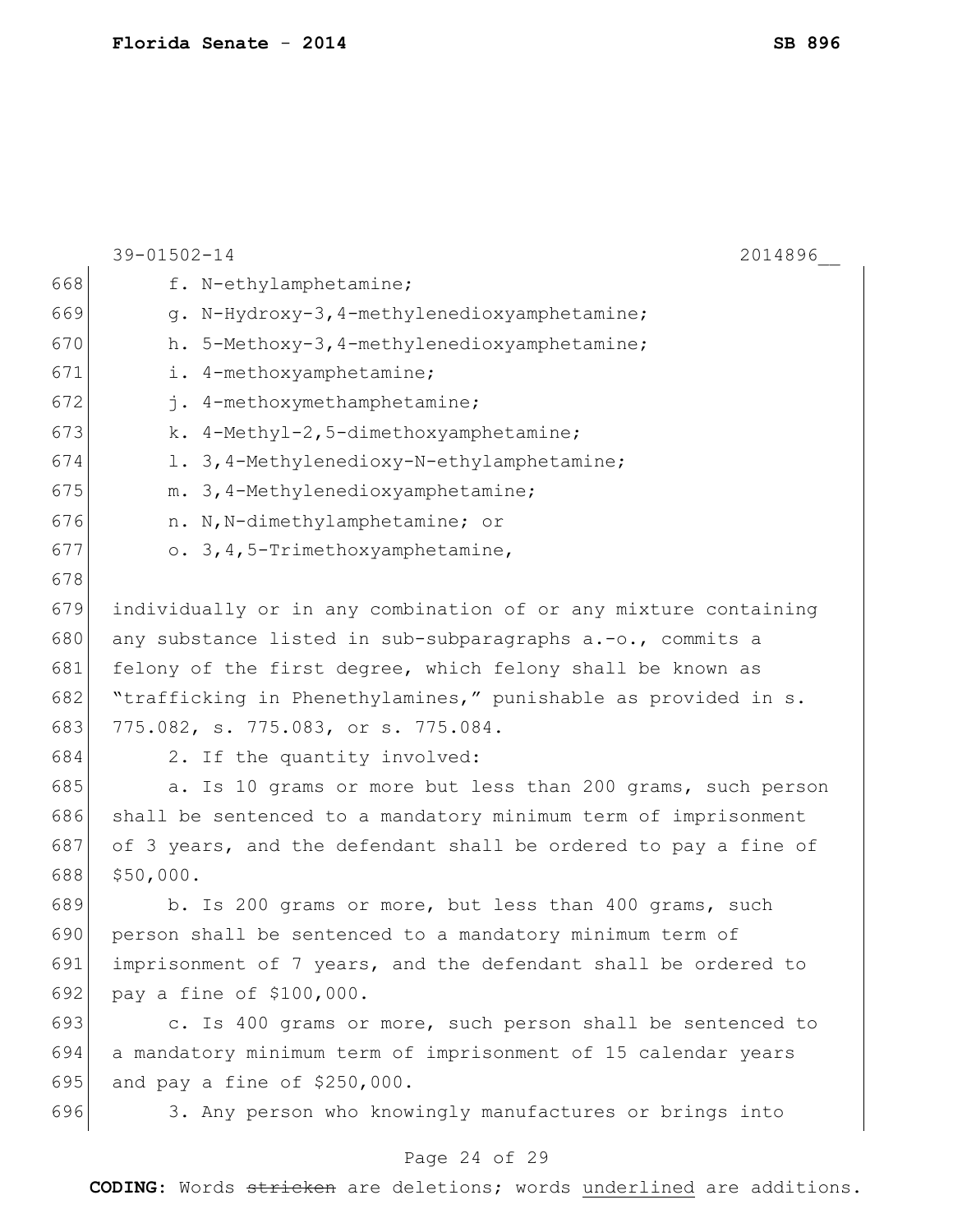f. N-ethylamphetamine;

g. N-Hydroxy-3,4-methylenedioxyamphetamine;

h. 5-Methoxy-3,4-methylenedioxyamphetamine;

i. 4-methoxyamphetamine;

j. 4-methoxymethamphetamine;

k. 4-Methyl-2,5-dimethoxyamphetamine;

l. 3,4-Methylenedioxy-N-ethylamphetamine;

m. 3,4-Methylenedioxyamphetamine;

n. N,N-dimethylamphetamine; or

o. 3,4,5-Trimethoxyamphetamine,

individually or in any combination of or any mixture containing any substance listed in sub-subparagraphs a.-o., commits a felony of the first degree, which felony shall be known as "trafficking in Phenethylamines," punishable as provided in s. 775.082, s. 775.083, or s. 775.084.

2. If the quantity involved:

a. Is 10 grams or more but less than 200 grams, such person shall be sentenced to a mandatory minimum term of imprisonment of 3 years, and the defendant shall be ordered to pay a fine of $50,000.

b. Is 200 grams or more, but less than 400 grams, such person shall be sentenced to a mandatory minimum term of imprisonment of 7 years, and the defendant shall be ordered to pay a fine of $100,000.

c. Is 400 grams or more, such person shall be sentenced to a mandatory minimum term of imprisonment of 15 calendar years and pay a fine of $250,000.

3. Any person who knowingly manufactures or brings into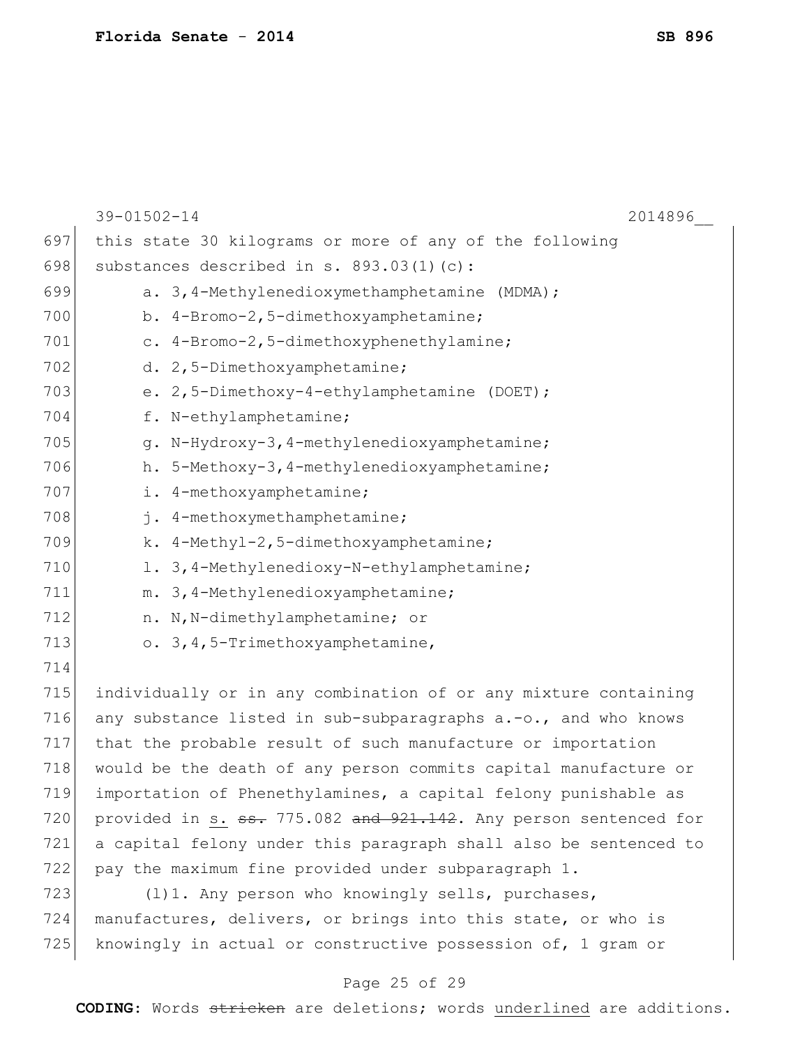this state 30 kilograms or more of any of the following substances described in s. 893.03(1)(c):

a. 3,4-Methylenedioxymethamphetamine (MDMA);

b. 4-Bromo-2,5-dimethoxyamphetamine;

c. 4-Bromo-2,5-dimethoxyphenethylamine;

d. 2,5-Dimethoxyamphetamine;

e. 2,5-Dimethoxy-4-ethylamphetamine (DOET);

f. N-ethylamphetamine;

g. N-Hydroxy-3,4-methylenedioxyamphetamine;

h. 5-Methoxy-3,4-methylenedioxyamphetamine;

i. 4-methoxyamphetamine;

j. 4-methoxymethamphetamine;

k. 4-Methyl-2,5-dimethoxyamphetamine;

l. 3,4-Methylenedioxy-N-ethylamphetamine;

m. 3,4-Methylenedioxyamphetamine;

n. N,N-dimethylamphetamine; or

o. 3,4,5-Trimethoxyamphetamine,

individually or in any combination of or any mixture containing any substance listed in sub-subparagraphs a.-o., and who knows that the probable result of such manufacture or importation would be the death of any person commits capital manufacture or importation of Phenethylamines, a capital felony punishable as provided in <u>s.</u> ~~ss.~~ 775.082 ~~and 921.142~~. Any person sentenced for a capital felony under this paragraph shall also be sentenced to pay the maximum fine provided under subparagraph 1.

(l)1. Any person who knowingly sells, purchases, manufactures, delivers, or brings into this state, or who is knowingly in actual or constructive possession of, 1 gram or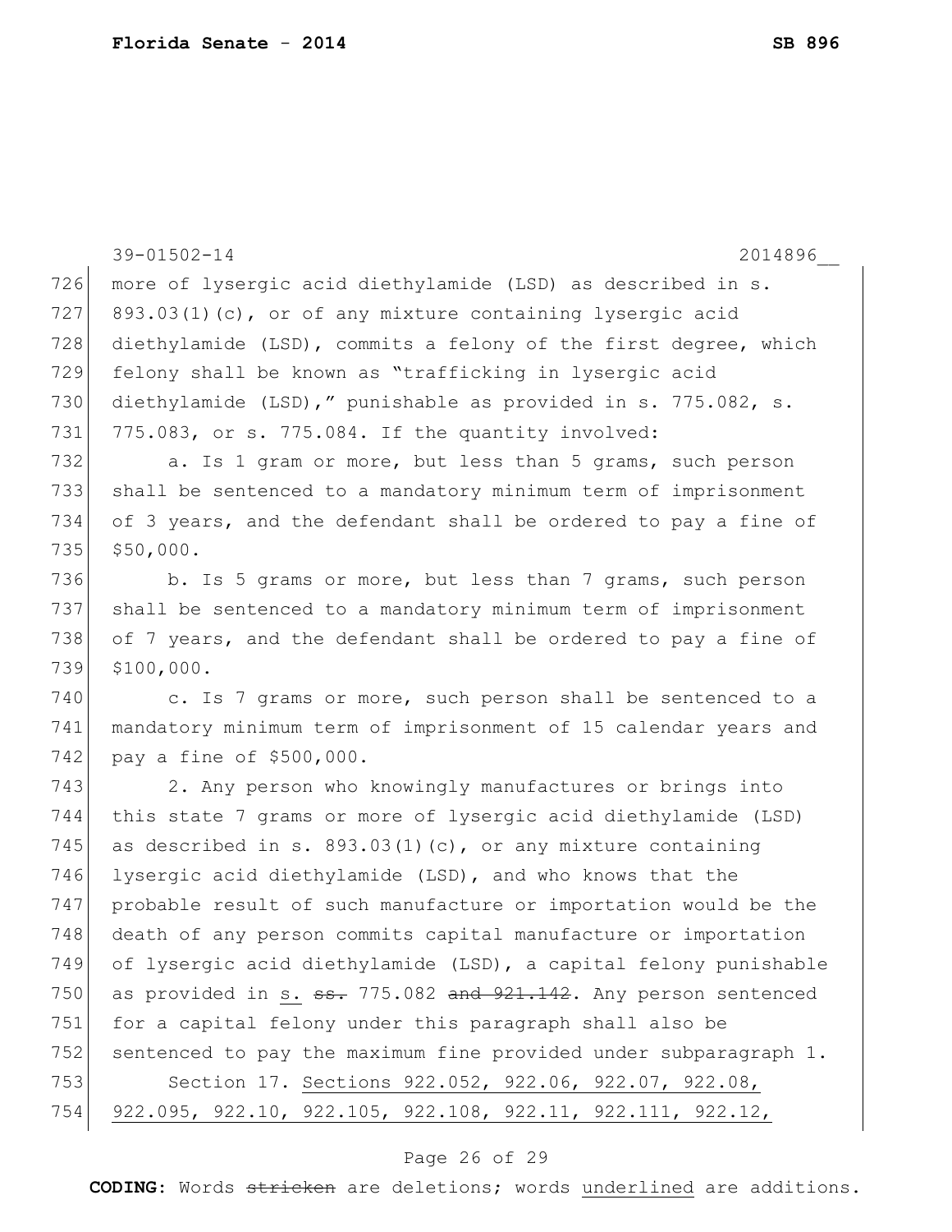39-01502-14 2014896__

726 more of lysergic acid diethylamide (LSD) as described in s.
727 893.03(1)(c), or of any mixture containing lysergic acid
728 diethylamide (LSD), commits a felony of the first degree, which
729 felony shall be known as "trafficking in lysergic acid
730 diethylamide (LSD)," punishable as provided in s. 775.082, s.
731 775.083, or s. 775.084. If the quantity involved:

732 a. Is 1 gram or more, but less than 5 grams, such person
733 shall be sentenced to a mandatory minimum term of imprisonment
734 of 3 years, and the defendant shall be ordered to pay a fine of
735 $50,000.

736 b. Is 5 grams or more, but less than 7 grams, such person
737 shall be sentenced to a mandatory minimum term of imprisonment
738 of 7 years, and the defendant shall be ordered to pay a fine of
739 $100,000.

740 c. Is 7 grams or more, such person shall be sentenced to a
741 mandatory minimum term of imprisonment of 15 calendar years and
742 pay a fine of $500,000.

743 2. Any person who knowingly manufactures or brings into
744 this state 7 grams or more of lysergic acid diethylamide (LSD)
745 as described in s. 893.03(1)(c), or any mixture containing
746 lysergic acid diethylamide (LSD), and who knows that the
747 probable result of such manufacture or importation would be the
748 death of any person commits capital manufacture or importation
749 of lysergic acid diethylamide (LSD), a capital felony punishable
750 as provided in <u>s.</u> ~~ss.~~ 775.082 ~~and 921.142~~. Any person sentenced
751 for a capital felony under this paragraph shall also be
752 sentenced to pay the maximum fine provided under subparagraph 1.

753 Section 17. <u>Sections 922.052, 922.06, 922.07, 922.08,</u>
754 <u>922.095, 922.10, 922.105, 922.108, 922.11, 922.111, 922.12,</u>

**CODING:** Words ~~stricken~~ are deletions; words <u>underlined</u> are additions.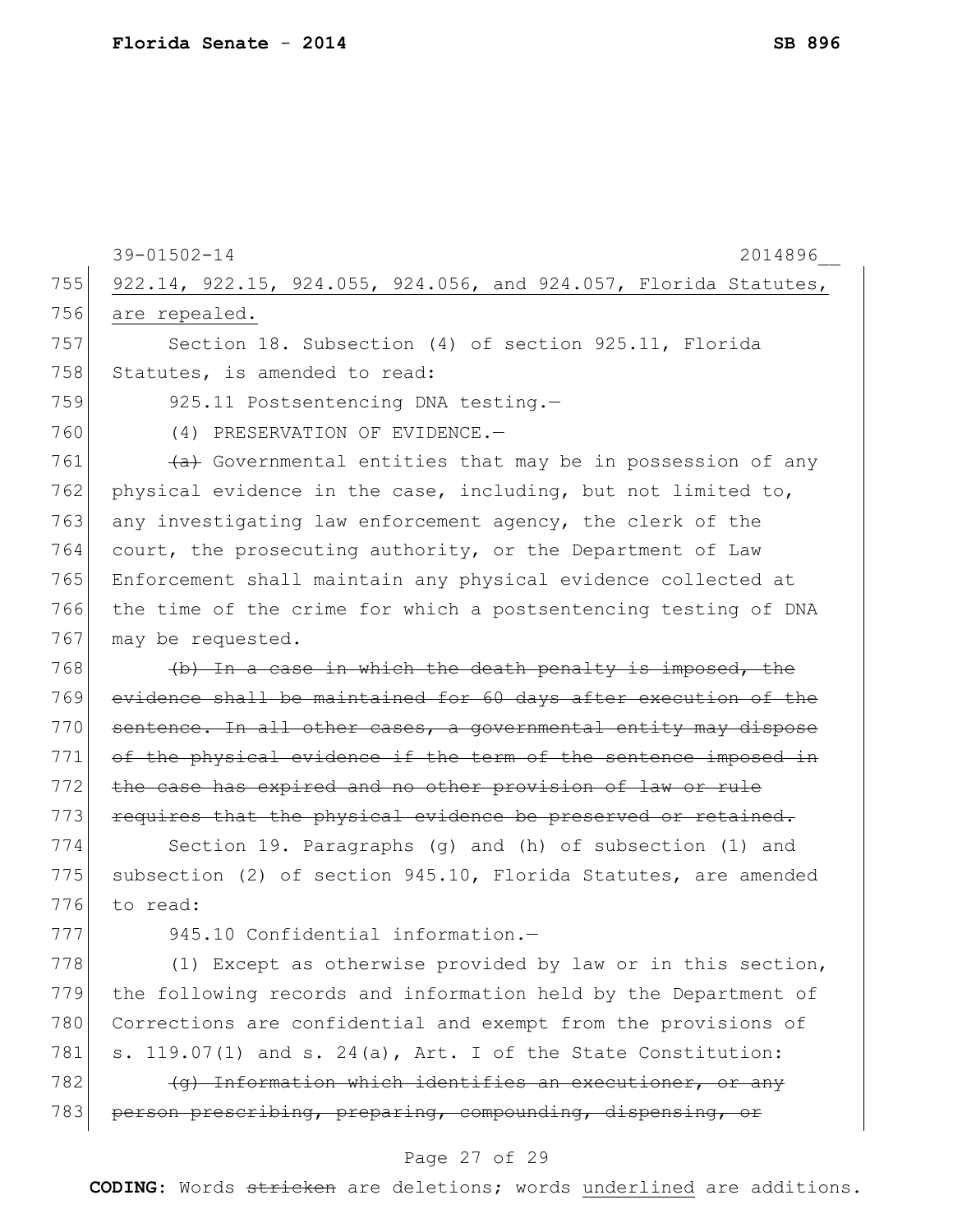39-01502-14 2014896__

755 <u>922.14, 922.15, 924.055, 924.056, and 924.057, Florida Statutes,</u>
756 <u>are repealed.</u>

757 Section 18. Subsection (4) of section 925.11, Florida
758 Statutes, is amended to read:

759 925.11 Postsentencing DNA testing.—

760 (4) PRESERVATION OF EVIDENCE.—

761 ~~(a)~~ Governmental entities that may be in possession of any
762 physical evidence in the case, including, but not limited to,
763 any investigating law enforcement agency, the clerk of the
764 court, the prosecuting authority, or the Department of Law
765 Enforcement shall maintain any physical evidence collected at
766 the time of the crime for which a postsentencing testing of DNA
767 may be requested.

768 ~~(b) In a case in which the death penalty is imposed, the~~
769 ~~evidence shall be maintained for 60 days after execution of the~~
770 ~~sentence. In all other cases, a governmental entity may dispose~~
771 ~~of the physical evidence if the term of the sentence imposed in~~
772 ~~the case has expired and no other provision of law or rule~~
773 ~~requires that the physical evidence be preserved or retained.~~

774 Section 19. Paragraphs (g) and (h) of subsection (1) and
775 subsection (2) of section 945.10, Florida Statutes, are amended
776 to read:

777 945.10 Confidential information.—

778 (1) Except as otherwise provided by law or in this section,
779 the following records and information held by the Department of
780 Corrections are confidential and exempt from the provisions of
781 s. 119.07(1) and s. 24(a), Art. I of the State Constitution:

782 ~~(g) Information which identifies an executioner, or any~~
783 ~~person prescribing, preparing, compounding, dispensing, or~~

**CODING:** Words ~~stricken~~ are deletions; words <u>underlined</u> are additions.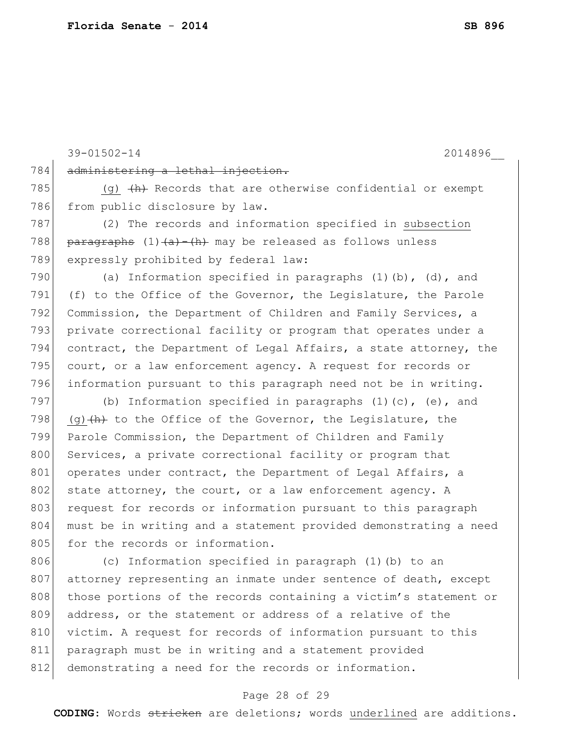39-01502-14 2014896__

784 ~~administering a lethal injection.~~

785 (g) ~~(h)~~ Records that are otherwise confidential or exempt

786 from public disclosure by law.

787 (2) The records and information specified in subsection

788 ~~paragraphs~~ (1)~~(a)-(h)~~ may be released as follows unless

789 expressly prohibited by federal law:

790 (a) Information specified in paragraphs (1)(b), (d), and

791 (f) to the Office of the Governor, the Legislature, the Parole

792 Commission, the Department of Children and Family Services, a

793 private correctional facility or program that operates under a

794 contract, the Department of Legal Affairs, a state attorney, the

795 court, or a law enforcement agency. A request for records or

796 information pursuant to this paragraph need not be in writing.

797 (b) Information specified in paragraphs (1)(c), (e), and

798 (g)~~(h)~~ to the Office of the Governor, the Legislature, the

799 Parole Commission, the Department of Children and Family

800 Services, a private correctional facility or program that

801 operates under contract, the Department of Legal Affairs, a

802 state attorney, the court, or a law enforcement agency. A

803 request for records or information pursuant to this paragraph

804 must be in writing and a statement provided demonstrating a need

805 for the records or information.

806 (c) Information specified in paragraph (1)(b) to an

807 attorney representing an inmate under sentence of death, except

808 those portions of the records containing a victim's statement or

809 address, or the statement or address of a relative of the

810 victim. A request for records of information pursuant to this

811 paragraph must be in writing and a statement provided

812 demonstrating a need for the records or information.

**CODING:** Words ~~stricken~~ are deletions; words underlined are additions.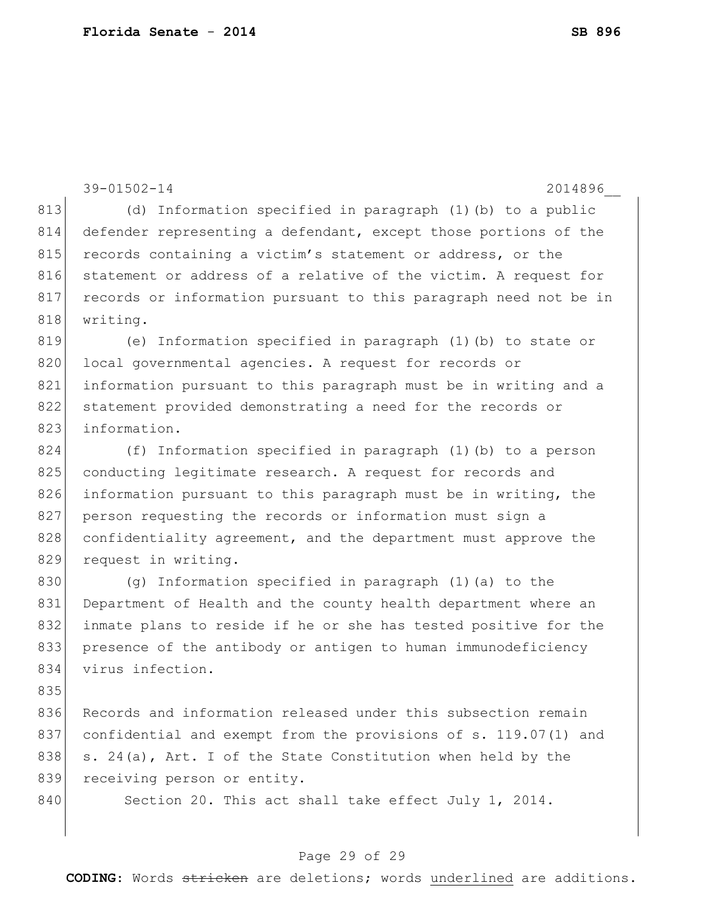(d) Information specified in paragraph (1)(b) to a public defender representing a defendant, except those portions of the records containing a victim's statement or address, or the statement or address of a relative of the victim. A request for records or information pursuant to this paragraph need not be in writing.

(e) Information specified in paragraph (1)(b) to state or local governmental agencies. A request for records or information pursuant to this paragraph must be in writing and a statement provided demonstrating a need for the records or information.

(f) Information specified in paragraph (1)(b) to a person conducting legitimate research. A request for records and information pursuant to this paragraph must be in writing, the person requesting the records or information must sign a confidentiality agreement, and the department must approve the request in writing.

(g) Information specified in paragraph (1)(a) to the Department of Health and the county health department where an inmate plans to reside if he or she has tested positive for the presence of the antibody or antigen to human immunodeficiency virus infection.

Records and information released under this subsection remain confidential and exempt from the provisions of s. 119.07(1) and s. 24(a), Art. I of the State Constitution when held by the receiving person or entity.

Section 20. This act shall take effect July 1, 2014.